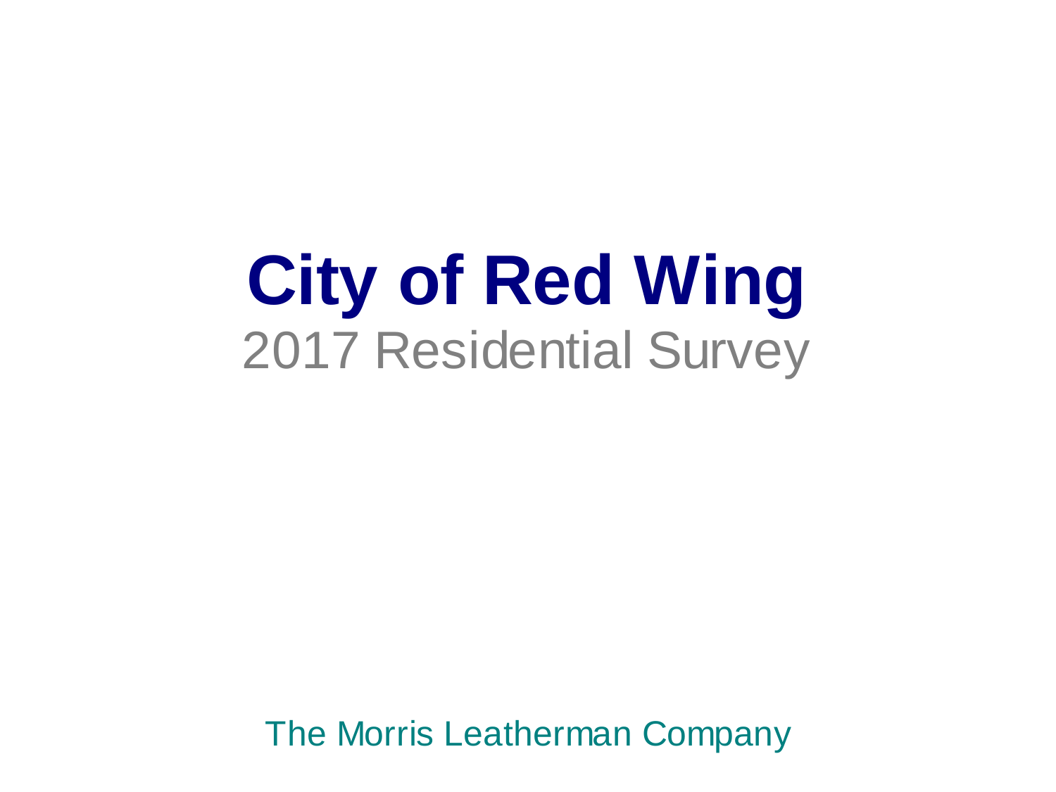# City of Red Wing

2017 Residential Survey

The Morris Leatherman Company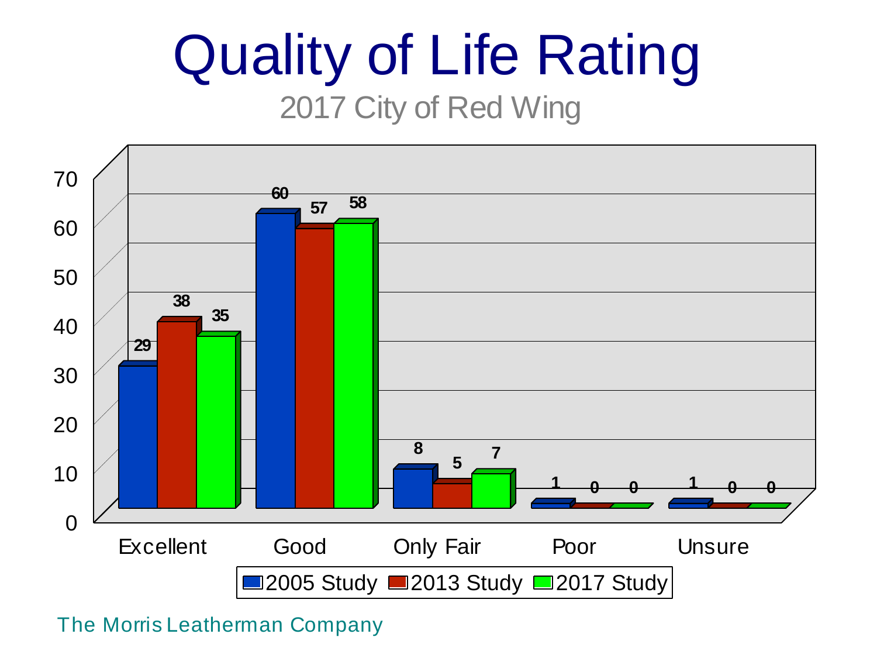# Quality of Life Rating

## 2017 City of Red Wing

| | 2005 Study | 2013 Study | 2017 Study |
|---|---|---|---|
| Excellent | 29 | 38 | 35 |
| Good | 60 | 57 | 58 |
| Only Fair | 8 | 5 | 7 |
| Poor | 1 | 0 | 0 |
| Unsure | 1 | 0 | 0 |

The Morris Leatherman Company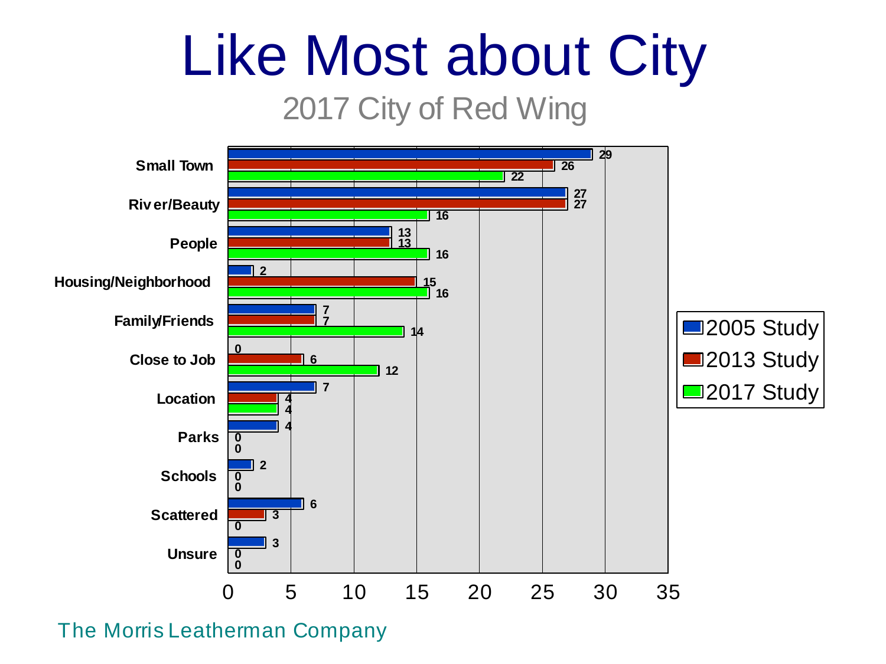# Like Most about City

## 2017 City of Red Wing

| | 2005 Study | 2013 Study | 2017 Study |
|---|---|---|---|
| Small Town | 29 | 26 | 22 |
| River/Beauty | 27 | 27 | 16 |
| People | 13 | 13 | 16 |
| Housing/Neighborhood | 2 | 15 | 16 |
| Family/Friends | 7 | 7 | 14 |
| Close to Job | 0 | 6 | 12 |
| Location | 7 | 4 | 4 |
| Parks | 4 | 0 | 0 |
| Schools | 2 | 0 | 0 |
| Scattered | 6 | 3 | 0 |
| Unsure | 3 | 0 | 0 |

The Morris Leatherman Company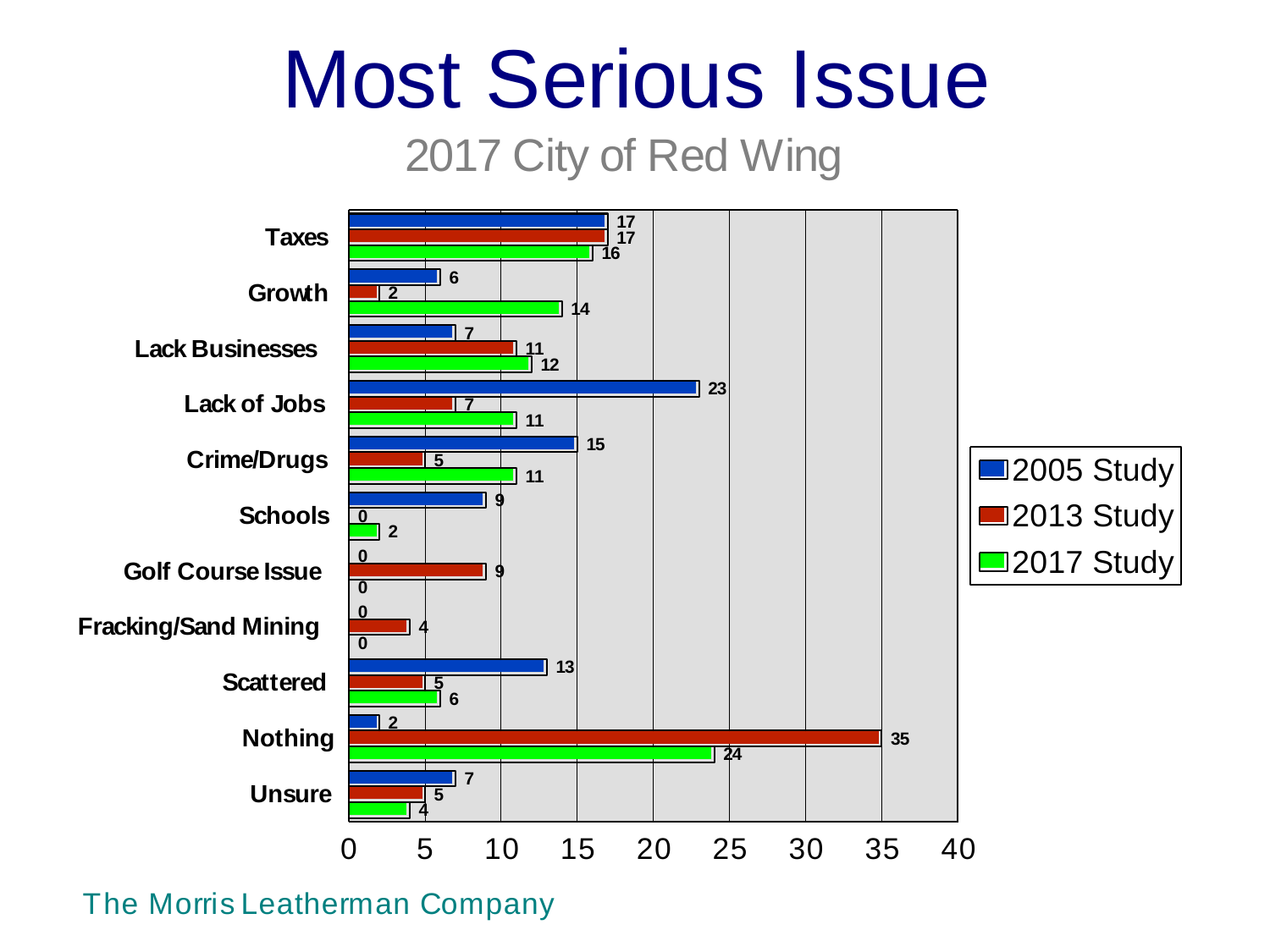# Most Serious Issue

## 2017 City of Red Wing

| Issue | 2005 Study | 2013 Study | 2017 Study |
| --- | --- | --- | --- |
| Taxes | 17 | 17 | 16 |
| Growth | 6 | 2 | 14 |
| Lack Businesses | 7 | 11 | 12 |
| Lack of Jobs | 23 | 7 | 11 |
| Crime/Drugs | 15 | 5 | 11 |
| Schools | 9 | 0 | 2 |
| Golf Course Issue | 0 | 9 | 0 |
| Fracking/Sand Mining | 0 | 4 | 0 |
| Scattered | 13 | 5 | 6 |
| Nothing | 2 | 35 | 24 |
| Unsure | 7 | 5 | 4 |

The Morris Leatherman Company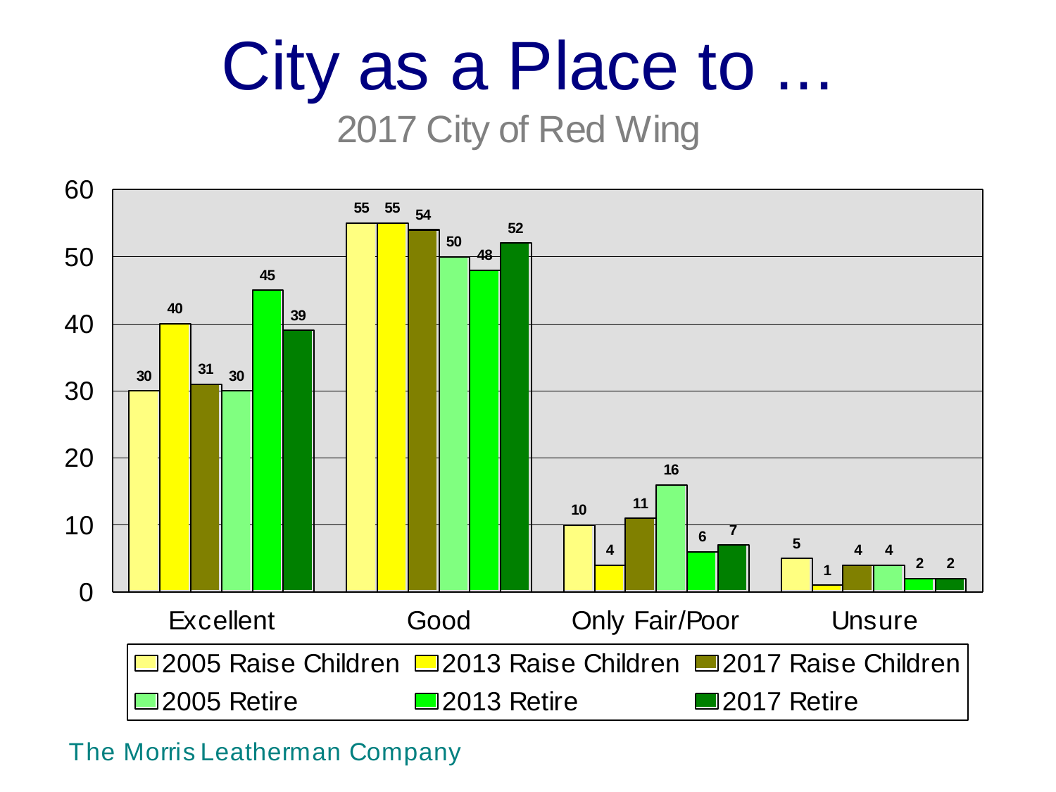# City as a Place to ...

## 2017 City of Red Wing

| | 2005 Raise Children | 2013 Raise Children | 2017 Raise Children | 2005 Retire | 2013 Retire | 2017 Retire |
|---|---|---|---|---|---|---|
| Excellent | 30 | 40 | 31 | 30 | 45 | 39 |
| Good | 55 | 55 | 54 | 50 | 48 | 52 |
| Only Fair/Poor | 10 | 4 | 11 | 16 | 6 | 7 |
| Unsure | 5 | 1 | 4 | 4 | 2 | 2 |

The Morris Leatherman Company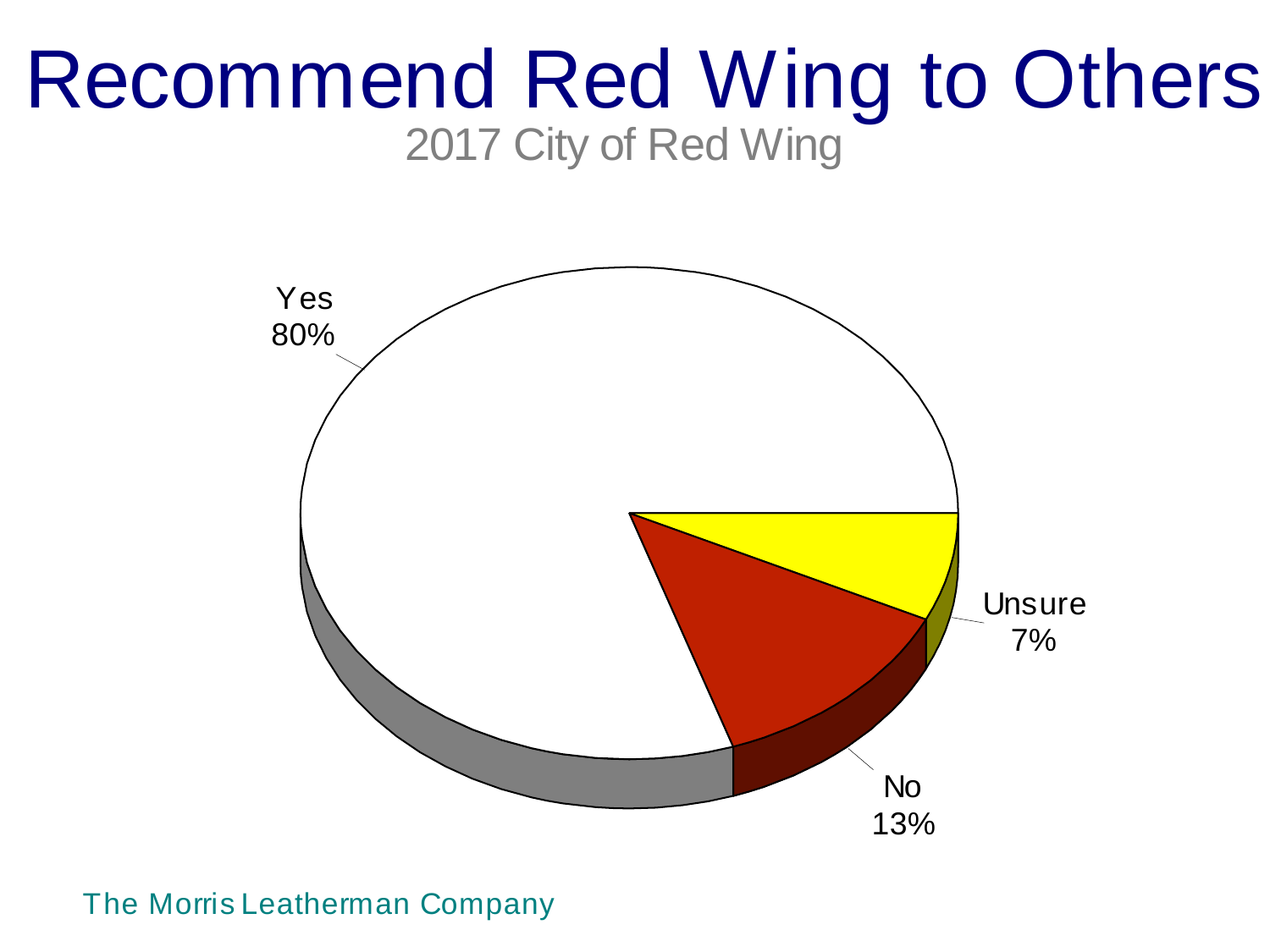# Recommend Red Wing to Others

2017 City of Red Wing

Yes 80%

No 13%

Unsure 7%

The Morris Leatherman Company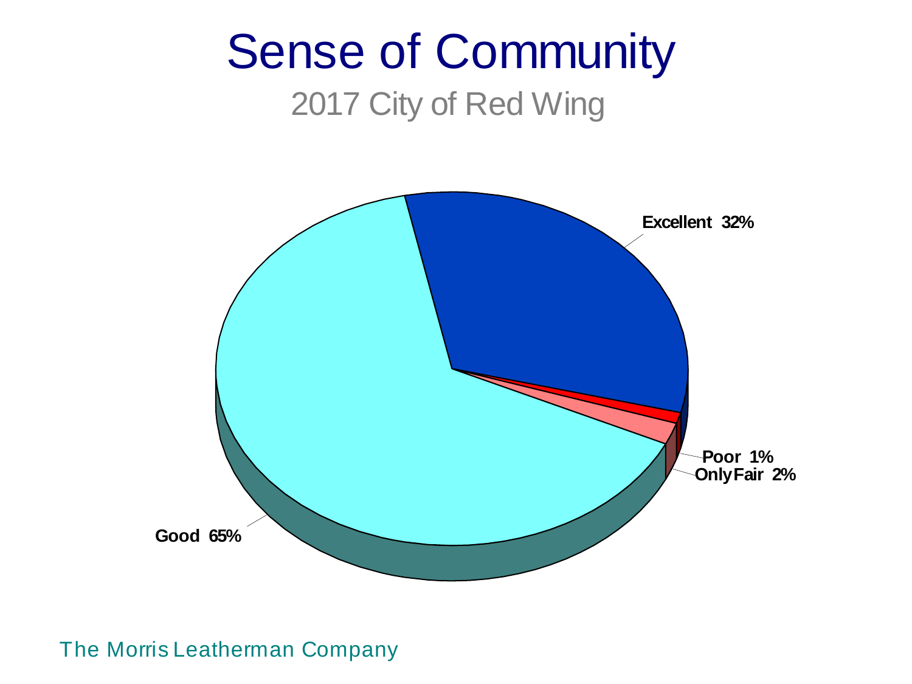# Sense of Community

## 2017 City of Red Wing

Excellent 32%

Poor 1%

Only Fair 2%

Good 65%

The Morris Leatherman Company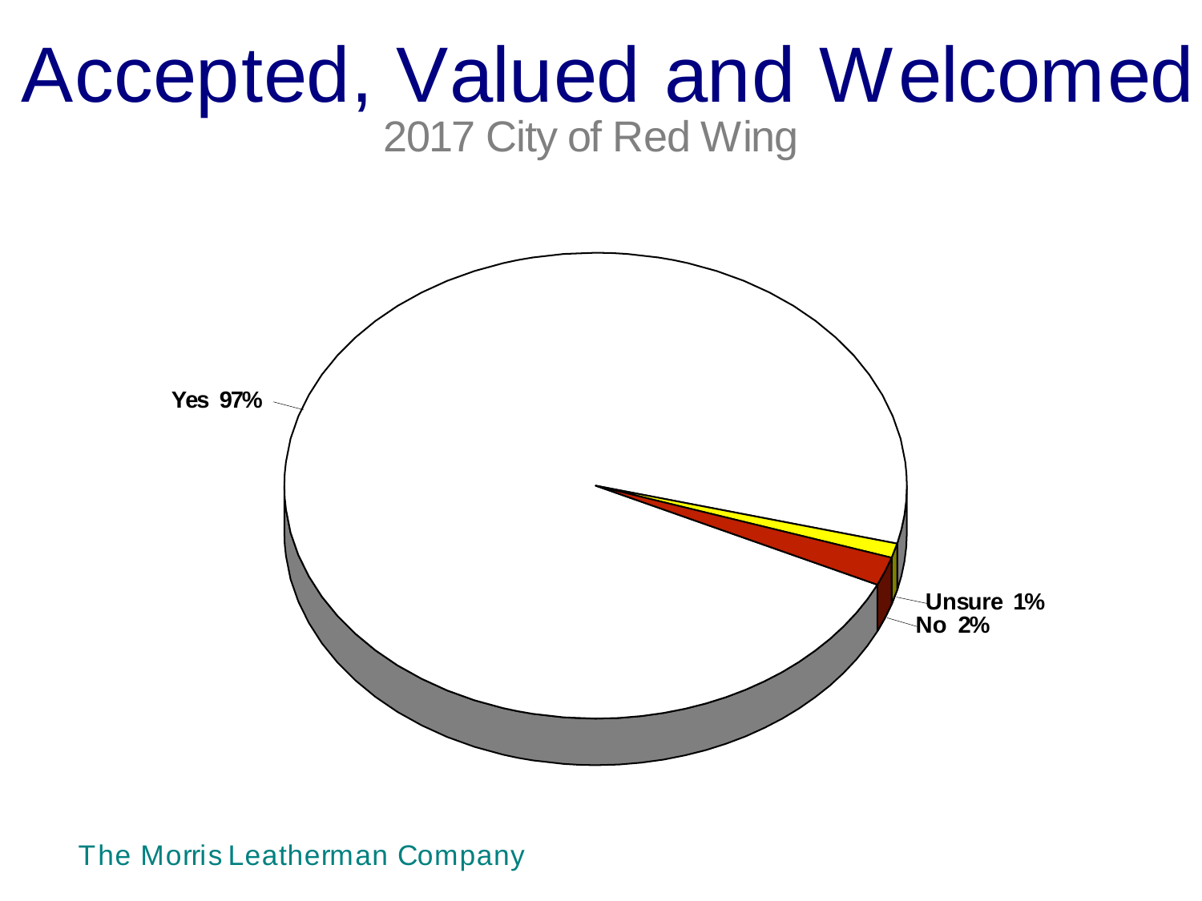# Accepted, Valued and Welcomed

2017 City of Red Wing

Yes 97%

Unsure 1%

No 2%

The Morris Leatherman Company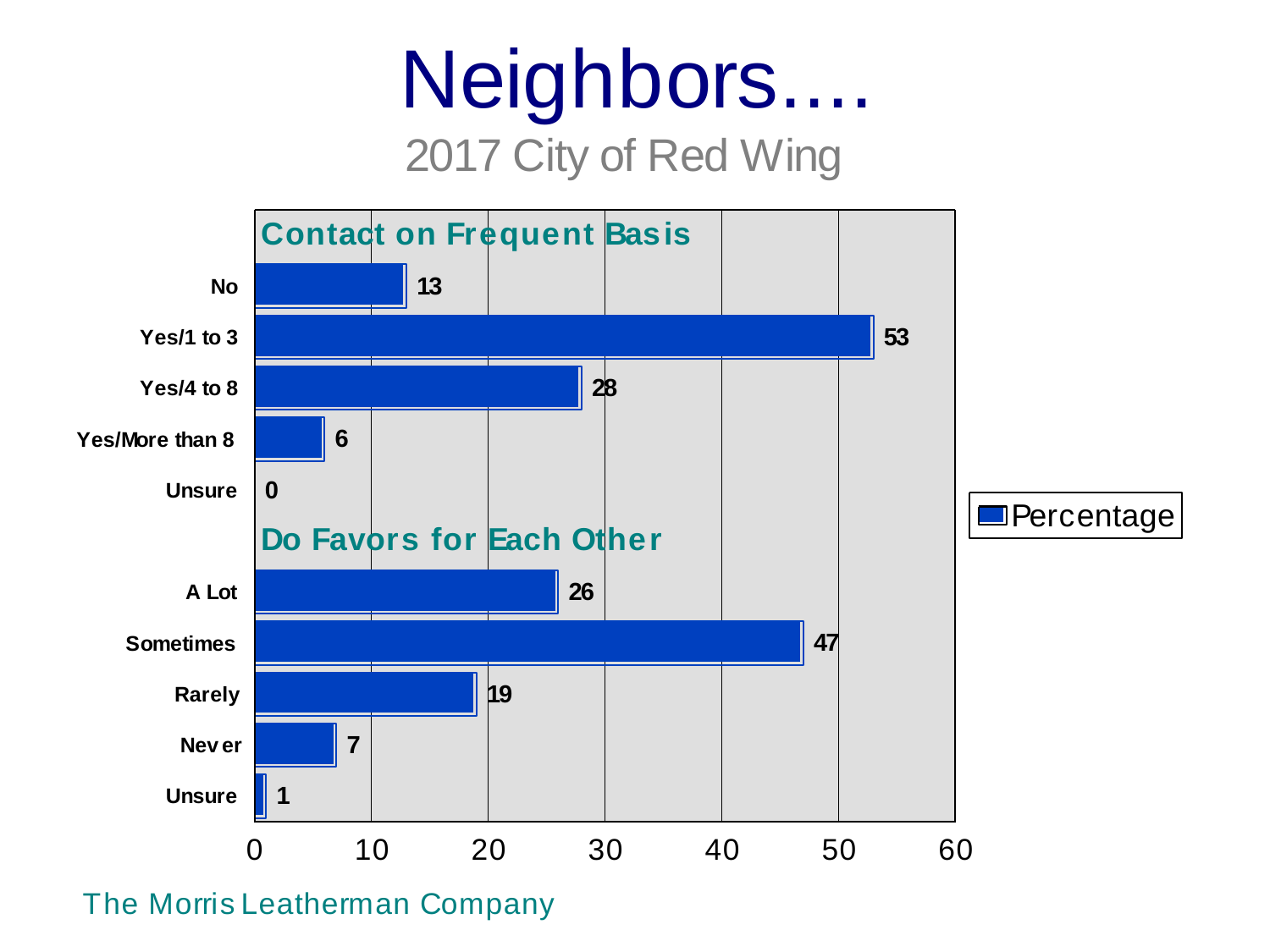# Neighbors....

## 2017 City of Red Wing

**Contact on Frequent Basis**

| Response | Percentage |
|---|---|
| No | 13 |
| Yes/1 to 3 | 53 |
| Yes/4 to 8 | 28 |
| Yes/More than 8 | 6 |
| Unsure | 0 |

**Do Favors for Each Other**

| Response | Percentage |
|---|---|
| A Lot | 26 |
| Sometimes | 47 |
| Rarely | 19 |
| Never | 7 |
| Unsure | 1 |

The Morris Leatherman Company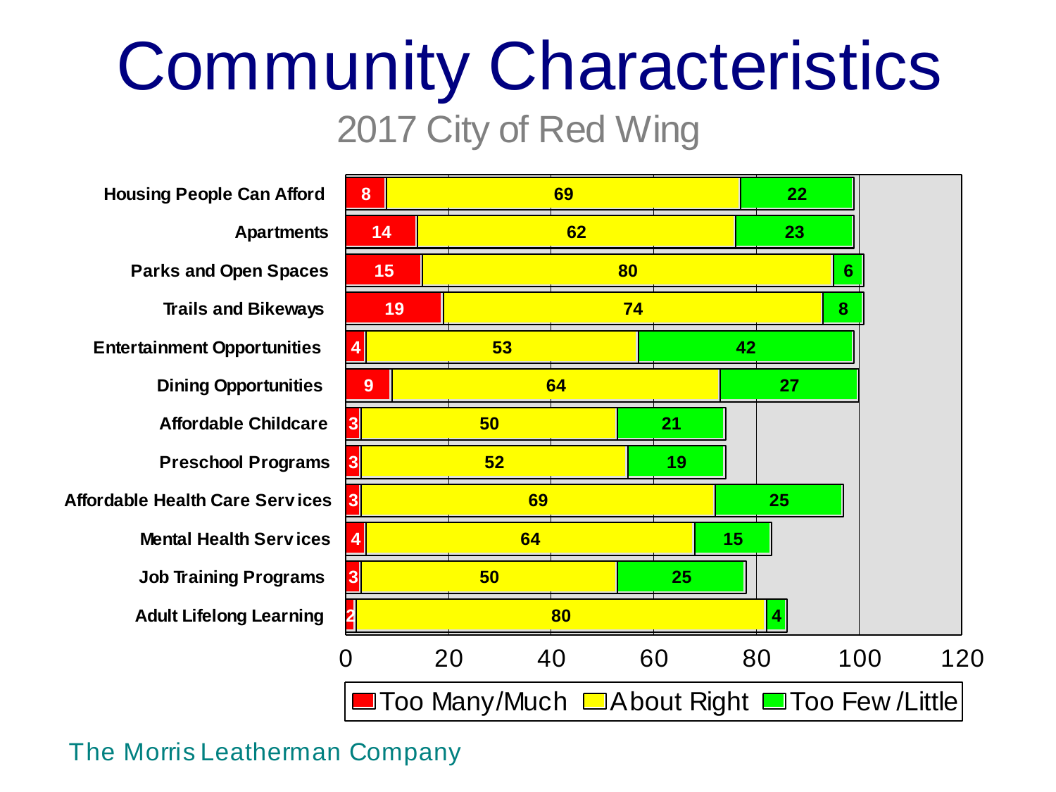# Community Characteristics

2017 City of Red Wing

| | Too Many/Much | About Right | Too Few/Little |
|---|---|---|---|
| Housing People Can Afford | 8 | 69 | 22 |
| Apartments | 14 | 62 | 23 |
| Parks and Open Spaces | 15 | 80 | 6 |
| Trails and Bikeways | 19 | 74 | 8 |
| Entertainment Opportunities | 4 | 53 | 42 |
| Dining Opportunities | 9 | 64 | 27 |
| Affordable Childcare | 3 | 50 | 21 |
| Preschool Programs | 3 | 52 | 19 |
| Affordable Health Care Services | 3 | 69 | 25 |
| Mental Health Services | 4 | 64 | 15 |
| Job Training Programs | 3 | 50 | 25 |
| Adult Lifelong Learning | 2 | 80 | 4 |

The Morris Leatherman Company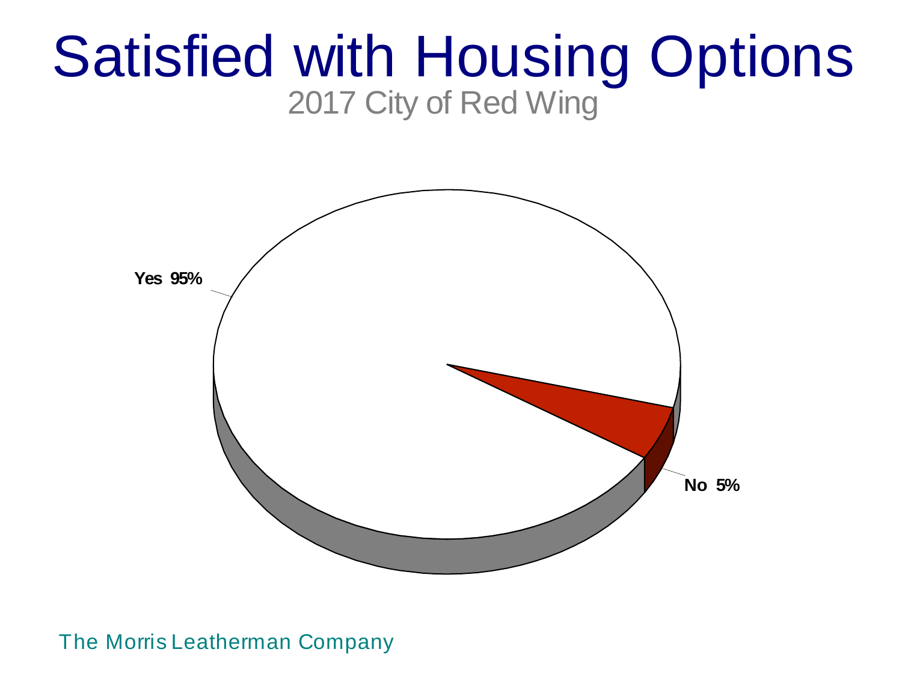# Satisfied with Housing Options

2017 City of Red Wing

Yes 95%

No 5%

The Morris Leatherman Company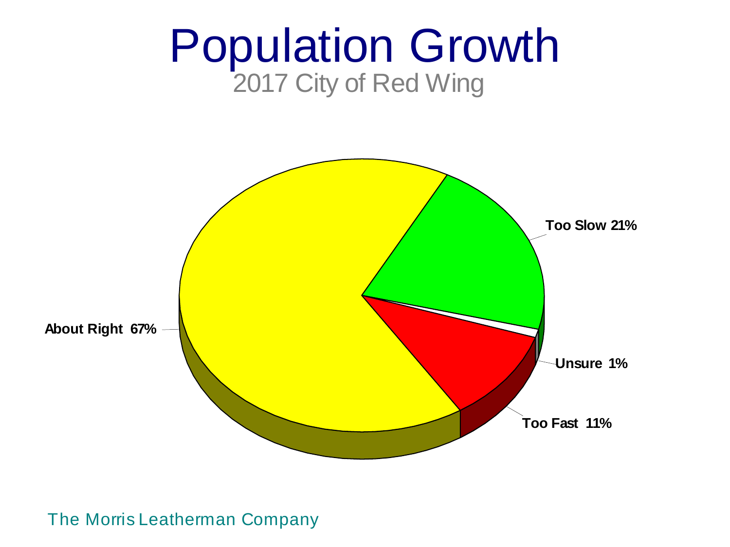# Population Growth

2017 City of Red Wing

About Right 67%

Too Slow 21%

Unsure 1%

Too Fast 11%

The Morris Leatherman Company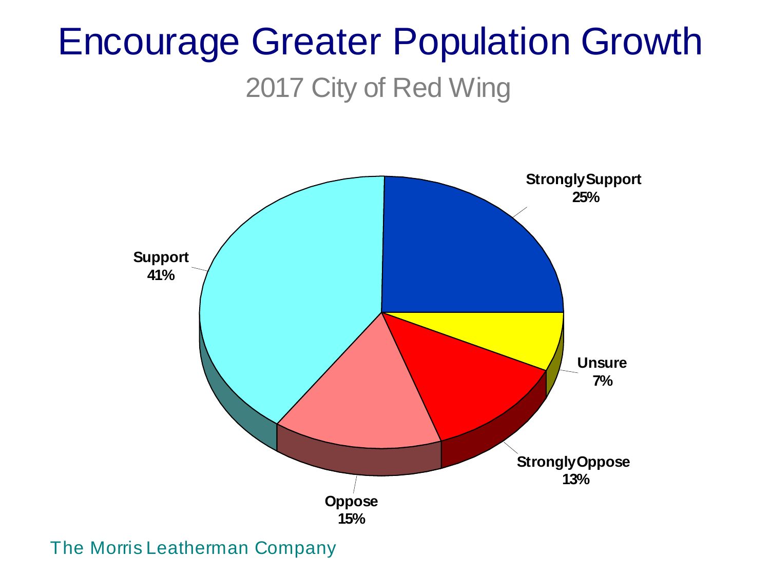# Encourage Greater Population Growth

## 2017 City of Red Wing

Strongly Support 25%

Support 41%

Unsure 7%

Strongly Oppose 13%

Oppose 15%

The Morris Leatherman Company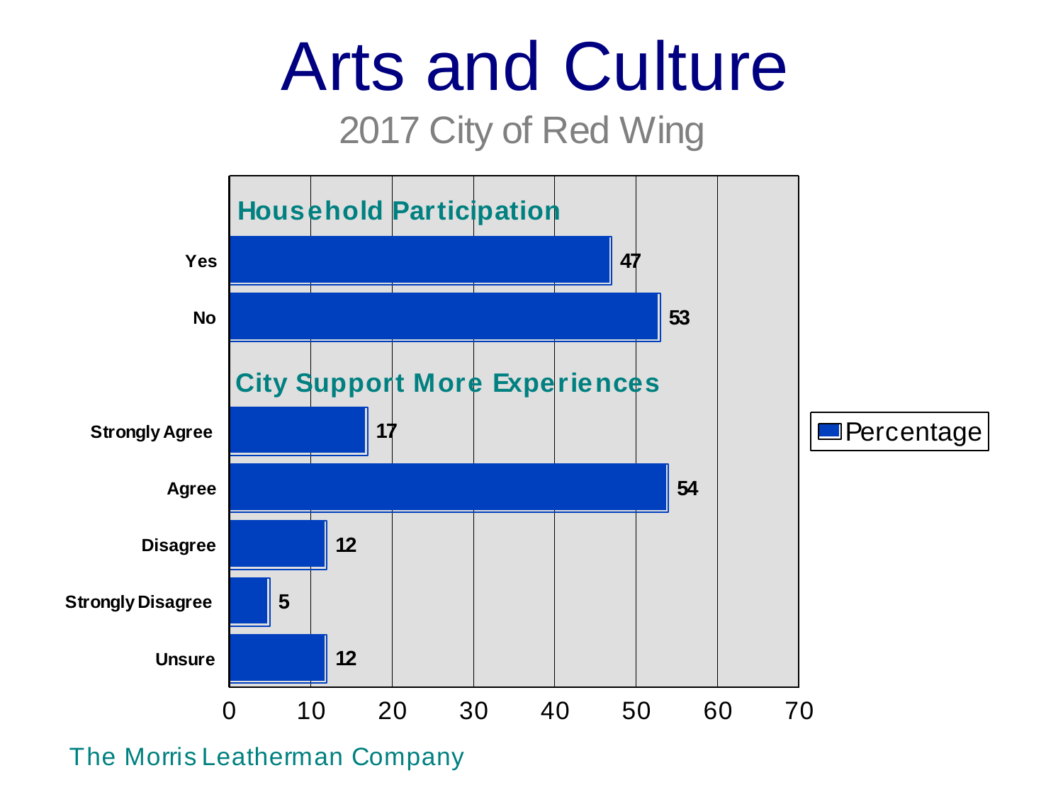# Arts and Culture

## 2017 City of Red Wing

### Household Participation

| Response | Percentage |
|---|---|
| Yes | 47 |
| No | 53 |

### City Support More Experiences

| Response | Percentage |
|---|---|
| Strongly Agree | 17 |
| Agree | 54 |
| Disagree | 12 |
| Strongly Disagree | 5 |
| Unsure | 12 |

The Morris Leatherman Company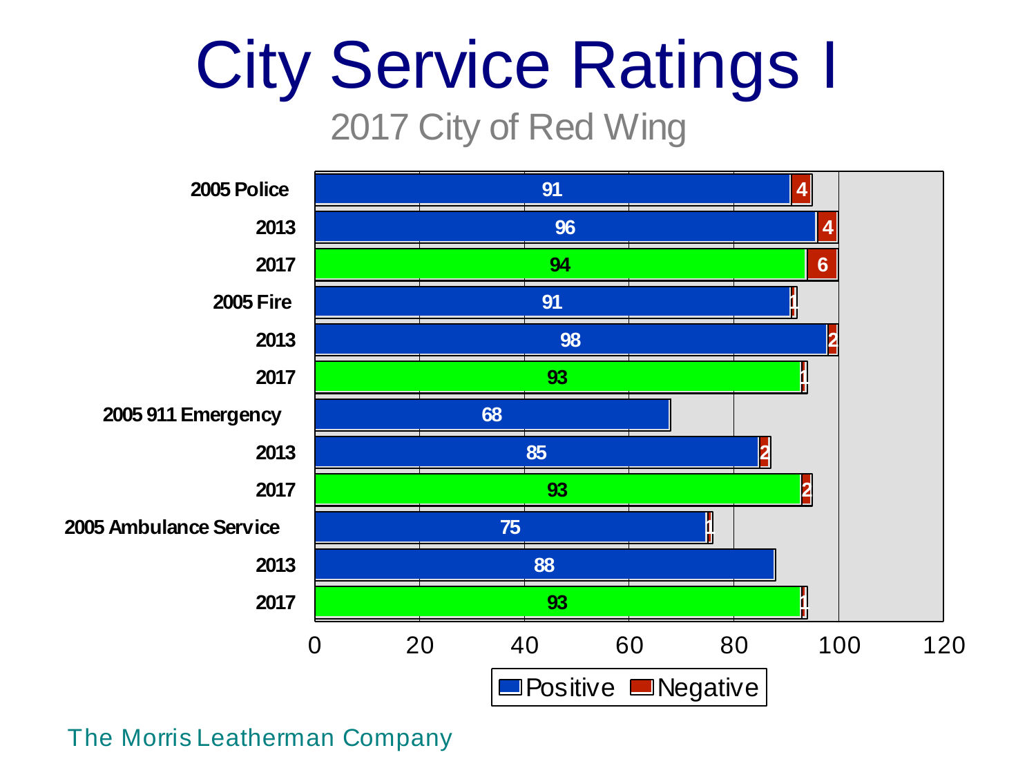# City Service Ratings I

## 2017 City of Red Wing

| | Positive | Negative |
|---|---|---|
| 2005 Police | 91 | 4 |
| 2013 | 96 | 4 |
| 2017 | 94 | 6 |
| 2005 Fire | 91 | 1 |
| 2013 | 98 | 2 |
| 2017 | 93 | 1 |
| 2005 911 Emergency | 68 | |
| 2013 | 85 | 2 |
| 2017 | 93 | 2 |
| 2005 Ambulance Service | 75 | 1 |
| 2013 | 88 | |
| 2017 | 93 | 1 |

The Morris Leatherman Company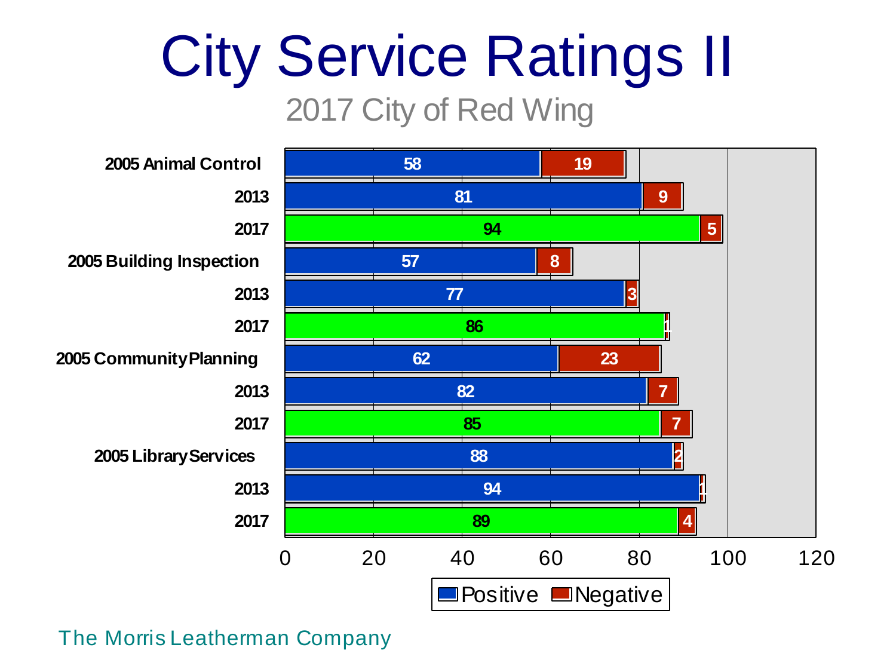# City Service Ratings II

## 2017 City of Red Wing

| Service / Year | Positive | Negative |
|---|---|---|
| 2005 Animal Control | 58 | 19 |
| 2013 | 81 | 9 |
| 2017 | 94 | 5 |
| 2005 Building Inspection | 57 | 8 |
| 2013 | 77 | 3 |
| 2017 | 86 | 1 |
| 2005 Community Planning | 62 | 23 |
| 2013 | 82 | 7 |
| 2017 | 85 | 7 |
| 2005 Library Services | 88 | 2 |
| 2013 | 94 | 1 |
| 2017 | 89 | 4 |

The Morris Leatherman Company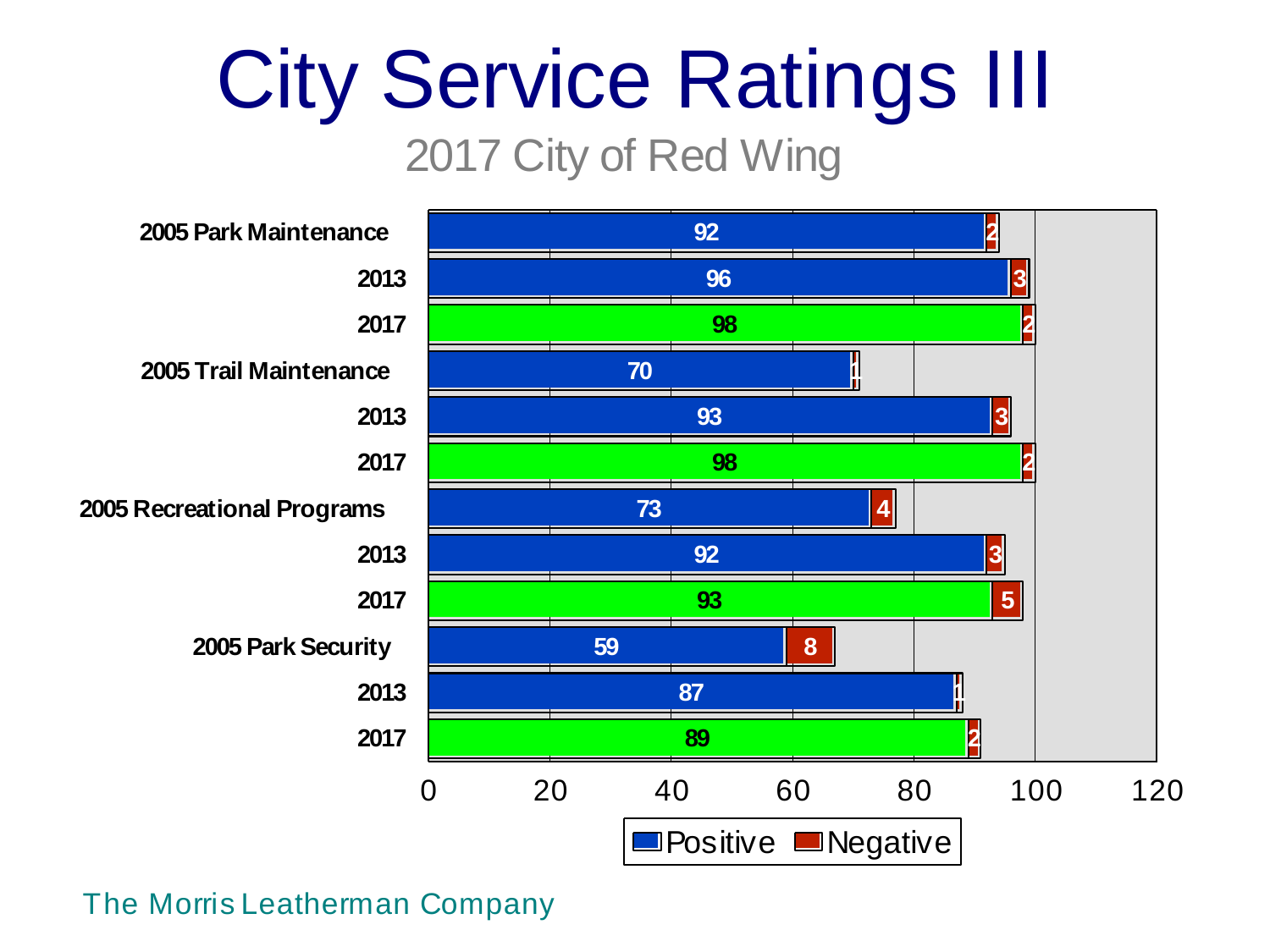# City Service Ratings III

2017 City of Red Wing

| | Positive | Negative |
|---|---|---|
| 2005 Park Maintenance | 92 | 2 |
| 2013 | 96 | 3 |
| 2017 | 98 | 2 |
| 2005 Trail Maintenance | 70 | 1 |
| 2013 | 93 | 3 |
| 2017 | 98 | 2 |
| 2005 Recreational Programs | 73 | 4 |
| 2013 | 92 | 3 |
| 2017 | 93 | 5 |
| 2005 Park Security | 59 | 8 |
| 2013 | 87 | 1 |
| 2017 | 89 | 2 |

The Morris Leatherman Company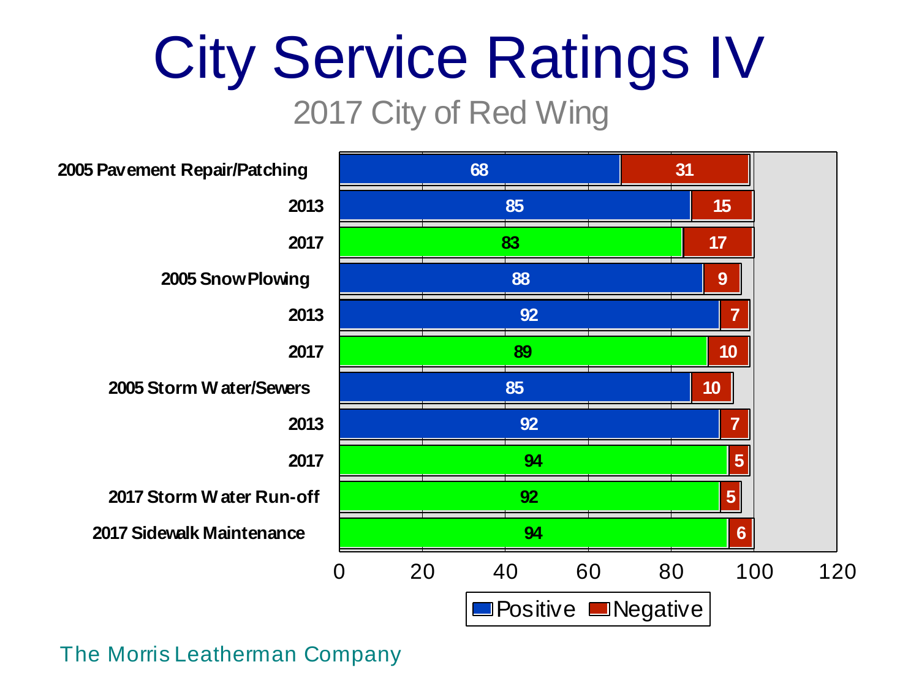# City Service Ratings IV

## 2017 City of Red Wing

| | Positive | Negative |
|---|---|---|
| 2005 Pavement Repair/Patching | 68 | 31 |
| 2013 | 85 | 15 |
| 2017 | 83 | 17 |
| 2005 Snow Plowing | 88 | 9 |
| 2013 | 92 | 7 |
| 2017 | 89 | 10 |
| 2005 Storm Water/Sewers | 85 | 10 |
| 2013 | 92 | 7 |
| 2017 | 94 | 5 |
| 2017 Storm Water Run-off | 92 | 5 |
| 2017 Sidewalk Maintenance | 94 | 6 |

The Morris Leatherman Company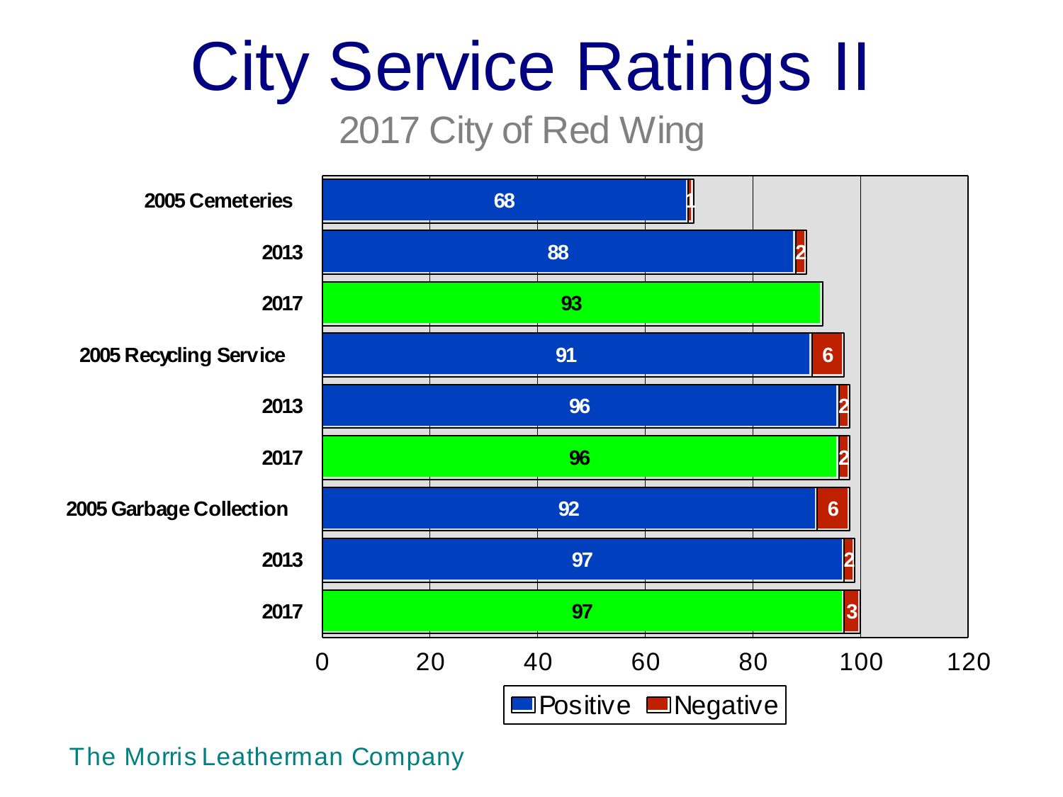# City Service Ratings II

## 2017 City of Red Wing

| | Positive | Negative |
|---|---|---|
| 2005 Cemeteries | 68 | 1 |
| 2013 | 88 | 2 |
| 2017 | 93 | |
| 2005 Recycling Service | 91 | 6 |
| 2013 | 96 | 2 |
| 2017 | 96 | 2 |
| 2005 Garbage Collection | 92 | 6 |
| 2013 | 97 | 2 |
| 2017 | 97 | 3 |

The Morris Leatherman Company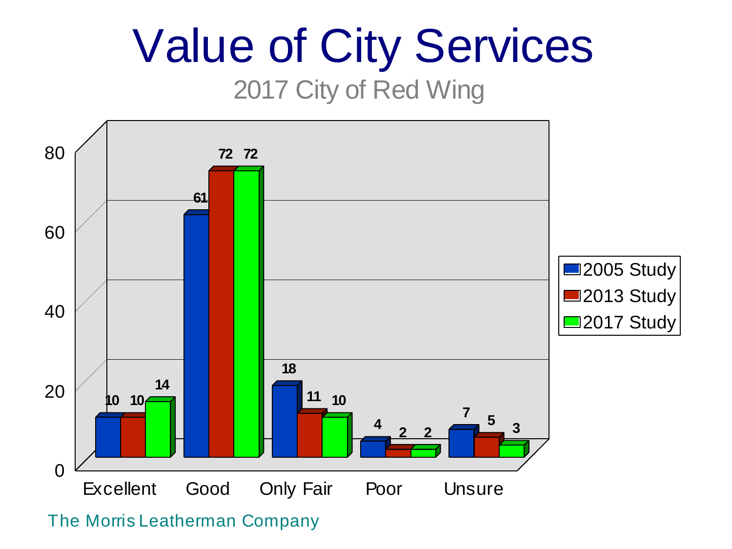# Value of City Services

2017 City of Red Wing

| | 2005 Study | 2013 Study | 2017 Study |
|---|---|---|---|
| Excellent | 10 | 10 | 14 |
| Good | 61 | 72 | 72 |
| Only Fair | 18 | 11 | 10 |
| Poor | 4 | 2 | 2 |
| Unsure | 7 | 5 | 3 |

The Morris Leatherman Company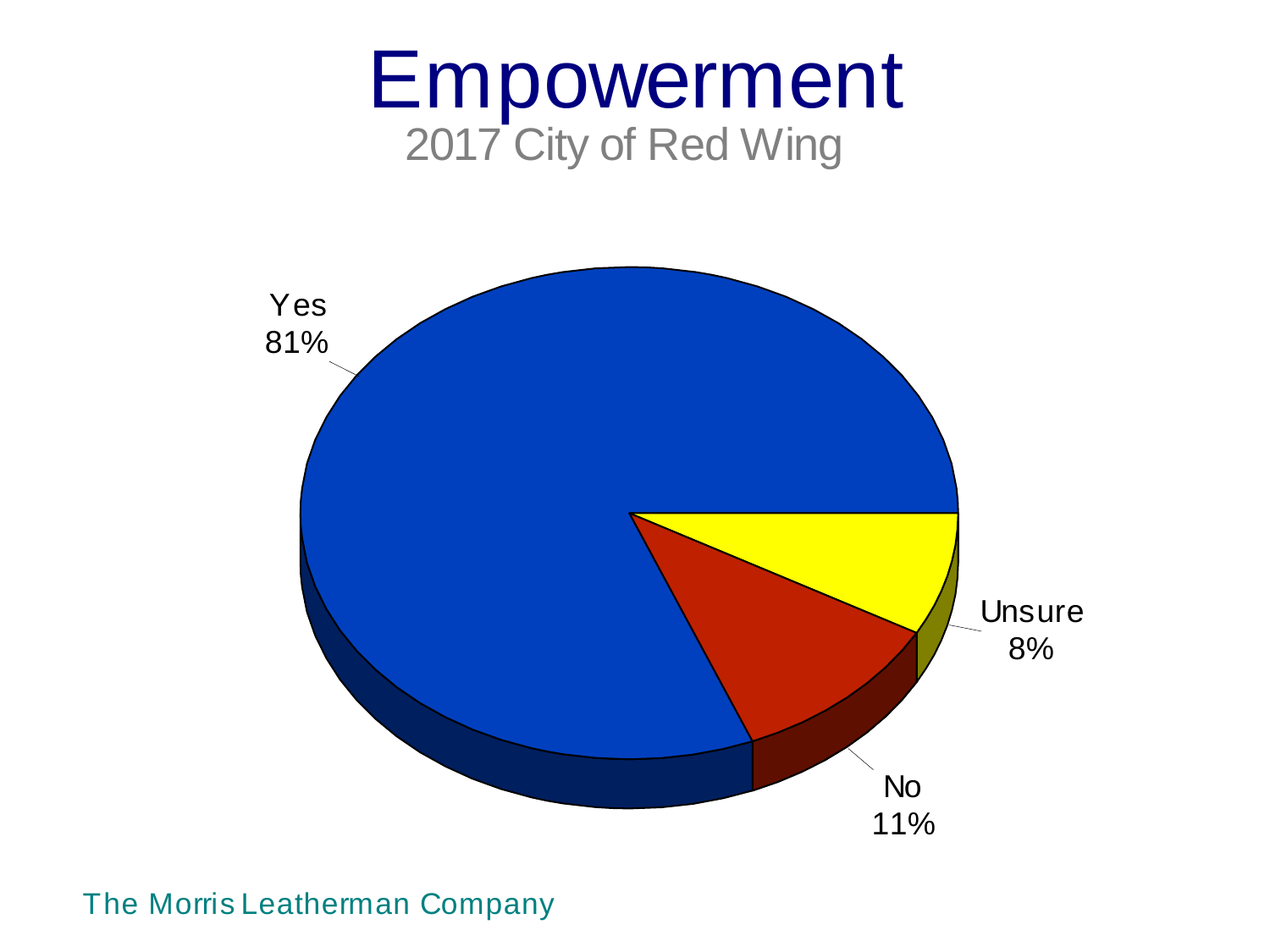# Empowerment

2017 City of Red Wing

Yes 81%

No 11%

Unsure 8%

The Morris Leatherman Company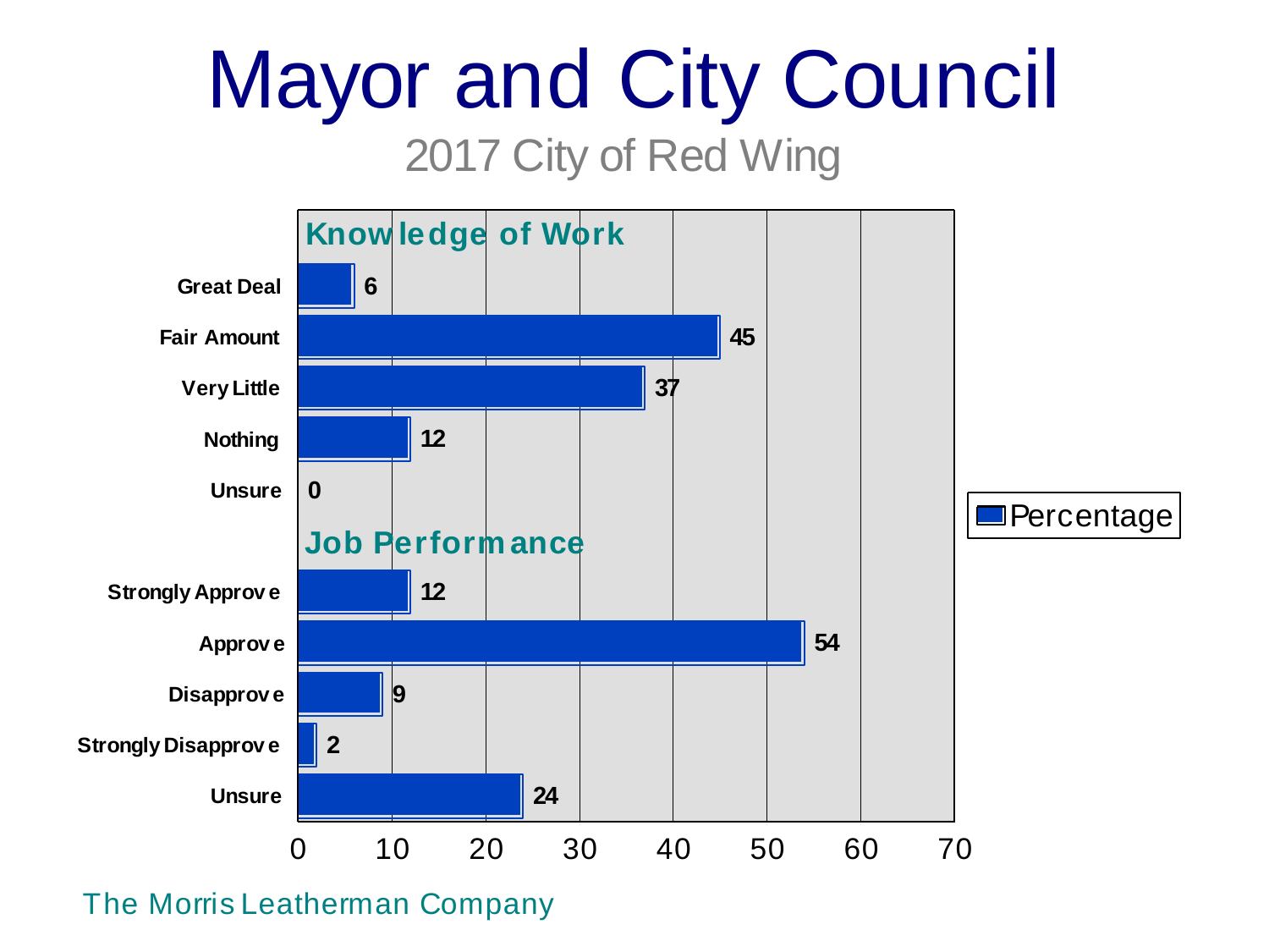# Mayor and City Council

2017 City of Red Wing

**Knowledge of Work**

| Response | Percentage |
|---|---|
| Great Deal | 6 |
| Fair Amount | 45 |
| Very Little | 37 |
| Nothing | 12 |
| Unsure | 0 |

**Job Performance**

| Response | Percentage |
|---|---|
| Strongly Approve | 12 |
| Approve | 54 |
| Disapprove | 9 |
| Strongly Disapprove | 2 |
| Unsure | 24 |

The Morris Leatherman Company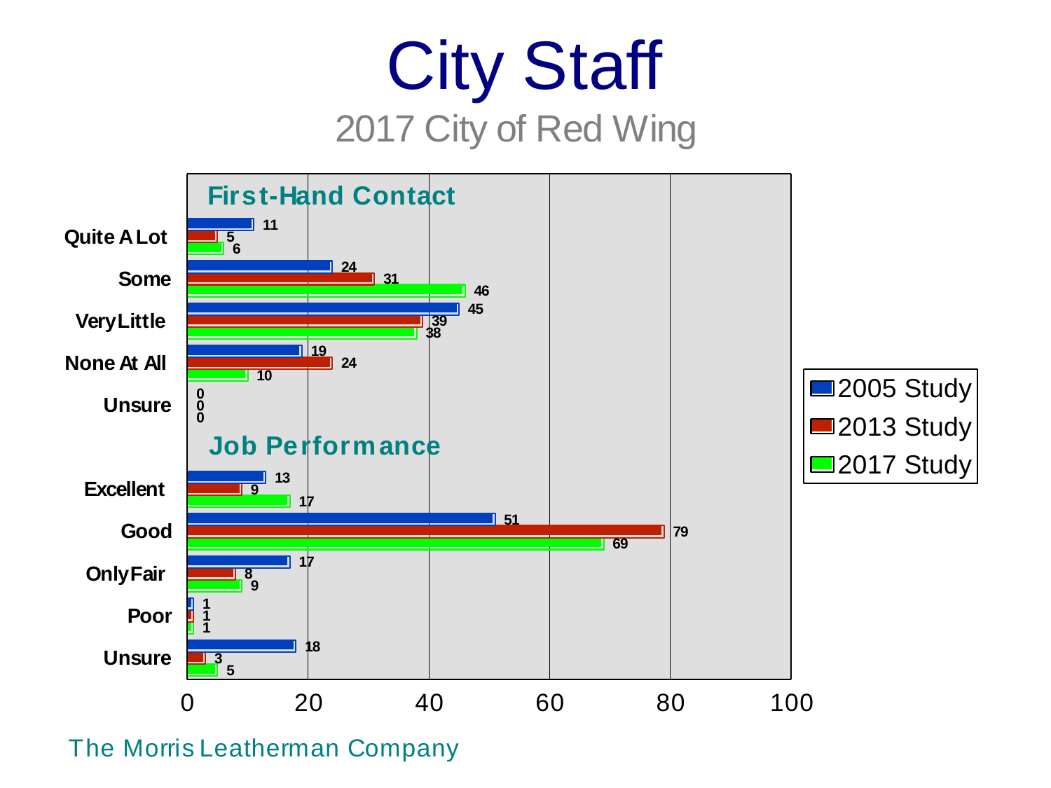# City Staff

## 2017 City of Red Wing

### First-Hand Contact

| | 2005 Study | 2013 Study | 2017 Study |
|---|---|---|---|
| Quite A Lot | 11 | 5 | 6 |
| Some | 24 | 31 | 46 |
| Very Little | 45 | 39 | 38 |
| None At All | 19 | 24 | 10 |
| Unsure | 0 | 0 | 0 |

### Job Performance

| | 2005 Study | 2013 Study | 2017 Study |
|---|---|---|---|
| Excellent | 13 | 9 | 17 |
| Good | 51 | 79 | 69 |
| Only Fair | 17 | 8 | 9 |
| Poor | 1 | 1 | 1 |
| Unsure | 18 | 3 | 5 |

The Morris Leatherman Company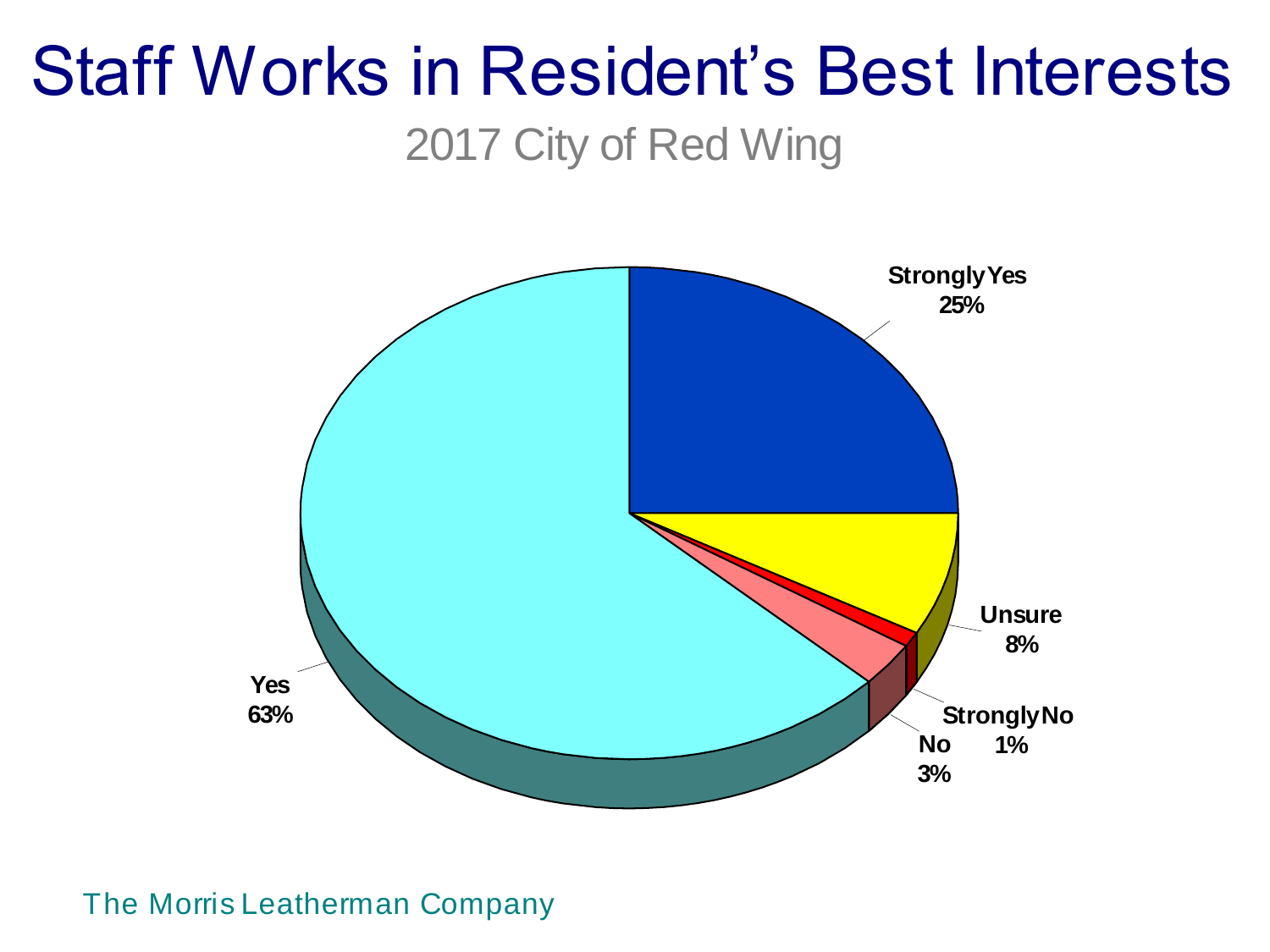# Staff Works in Resident's Best Interests

2017 City of Red Wing

Strongly Yes
25%

Unsure
8%

Strongly No
1%

No
3%

Yes
63%

The Morris Leatherman Company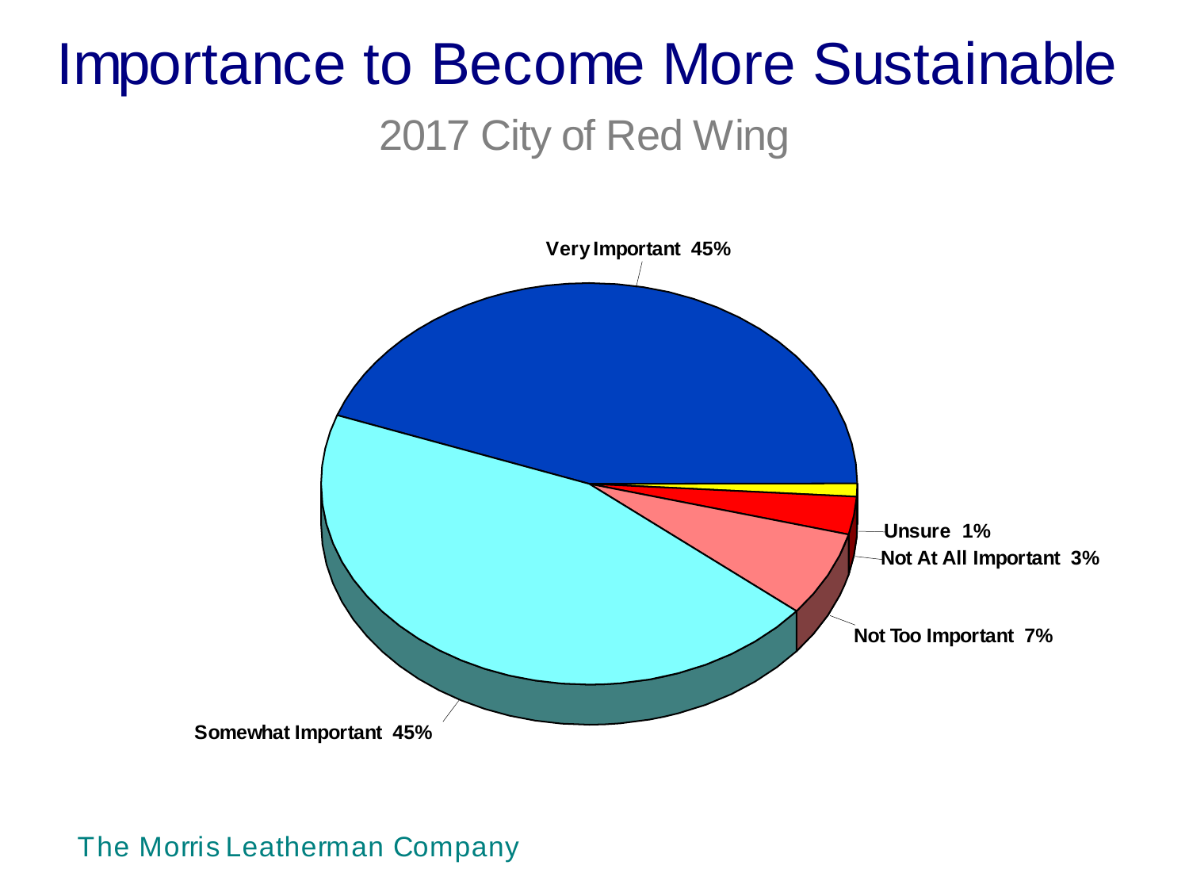# Importance to Become More Sustainable

## 2017 City of Red Wing

Very Important 45%

Somewhat Important 45%

Not Too Important 7%

Not At All Important 3%

Unsure 1%

The Morris Leatherman Company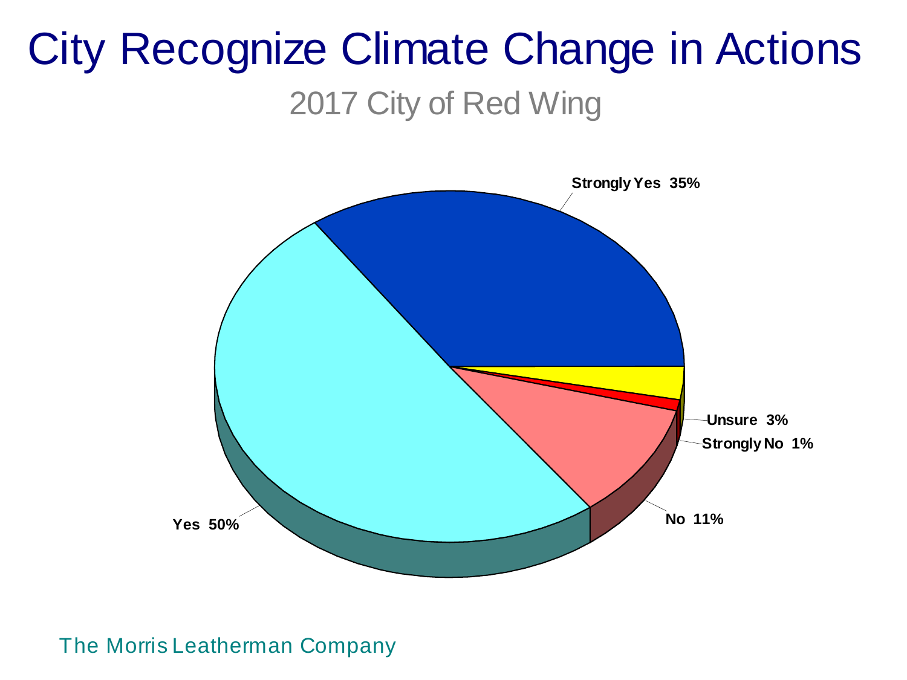# City Recognize Climate Change in Actions

## 2017 City of Red Wing

Strongly Yes 35%

Yes 50%

No 11%

Strongly No 1%

Unsure 3%

The Morris Leatherman Company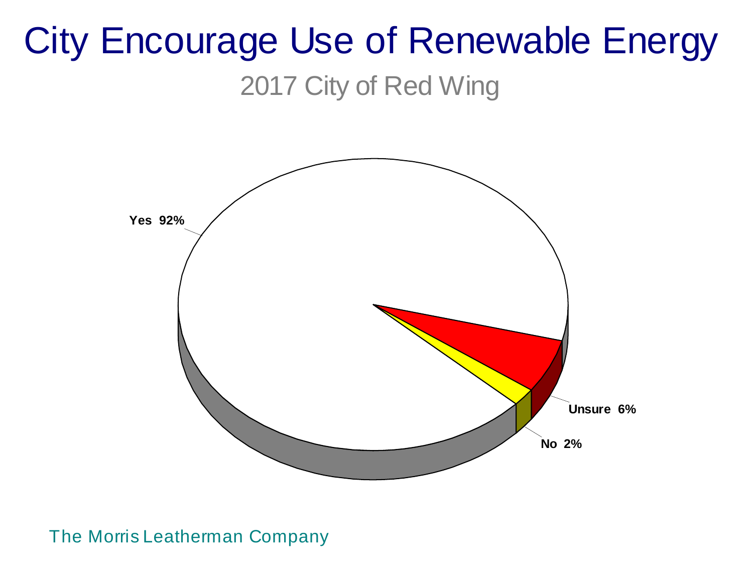# City Encourage Use of Renewable Energy

## 2017 City of Red Wing

Yes 92%

Unsure 6%

No 2%

The Morris Leatherman Company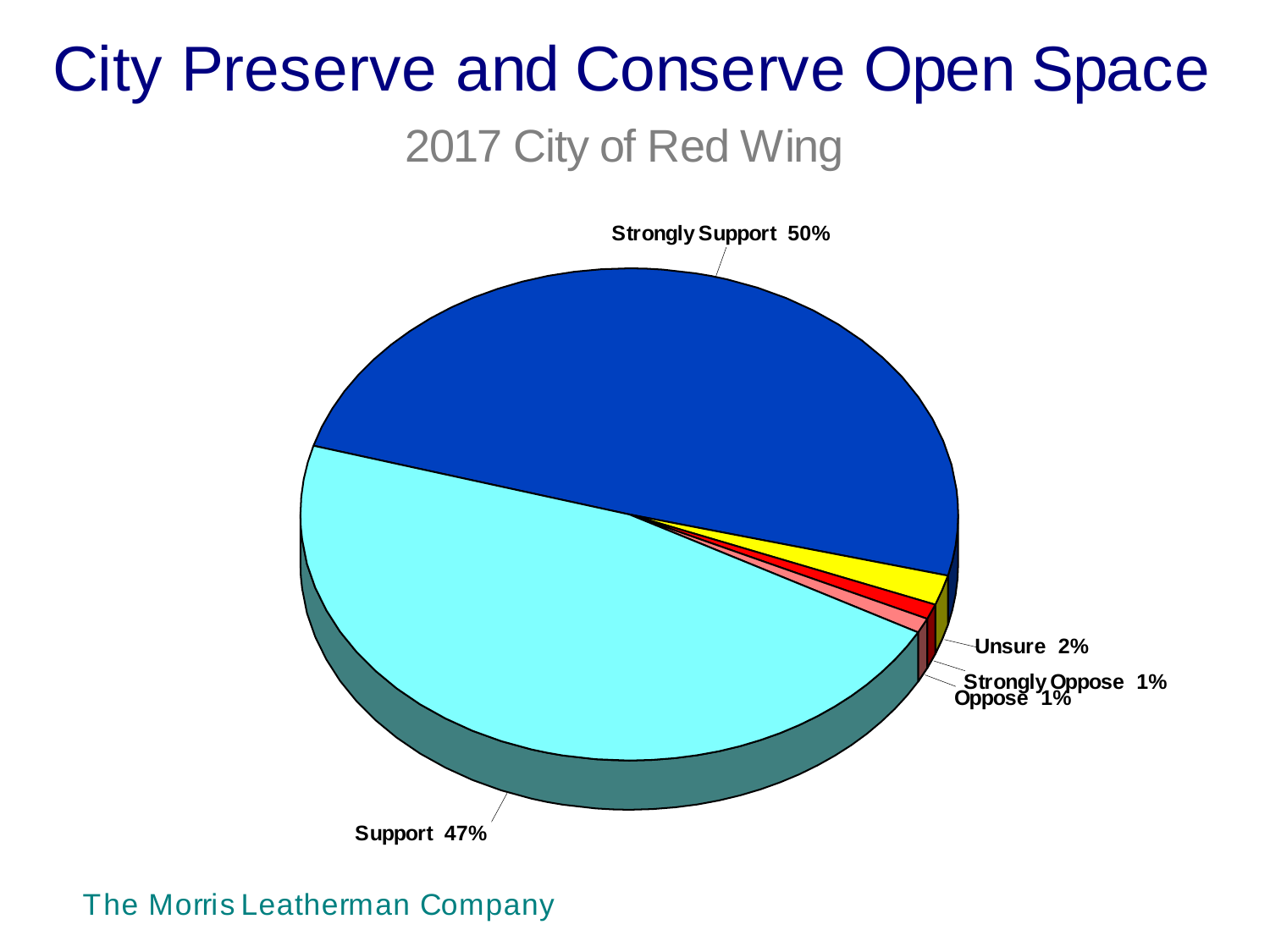# City Preserve and Conserve Open Space

## 2017 City of Red Wing

Strongly Support 50%

Unsure 2%

Strongly Oppose 1%

Oppose 1%

Support 47%

The Morris Leatherman Company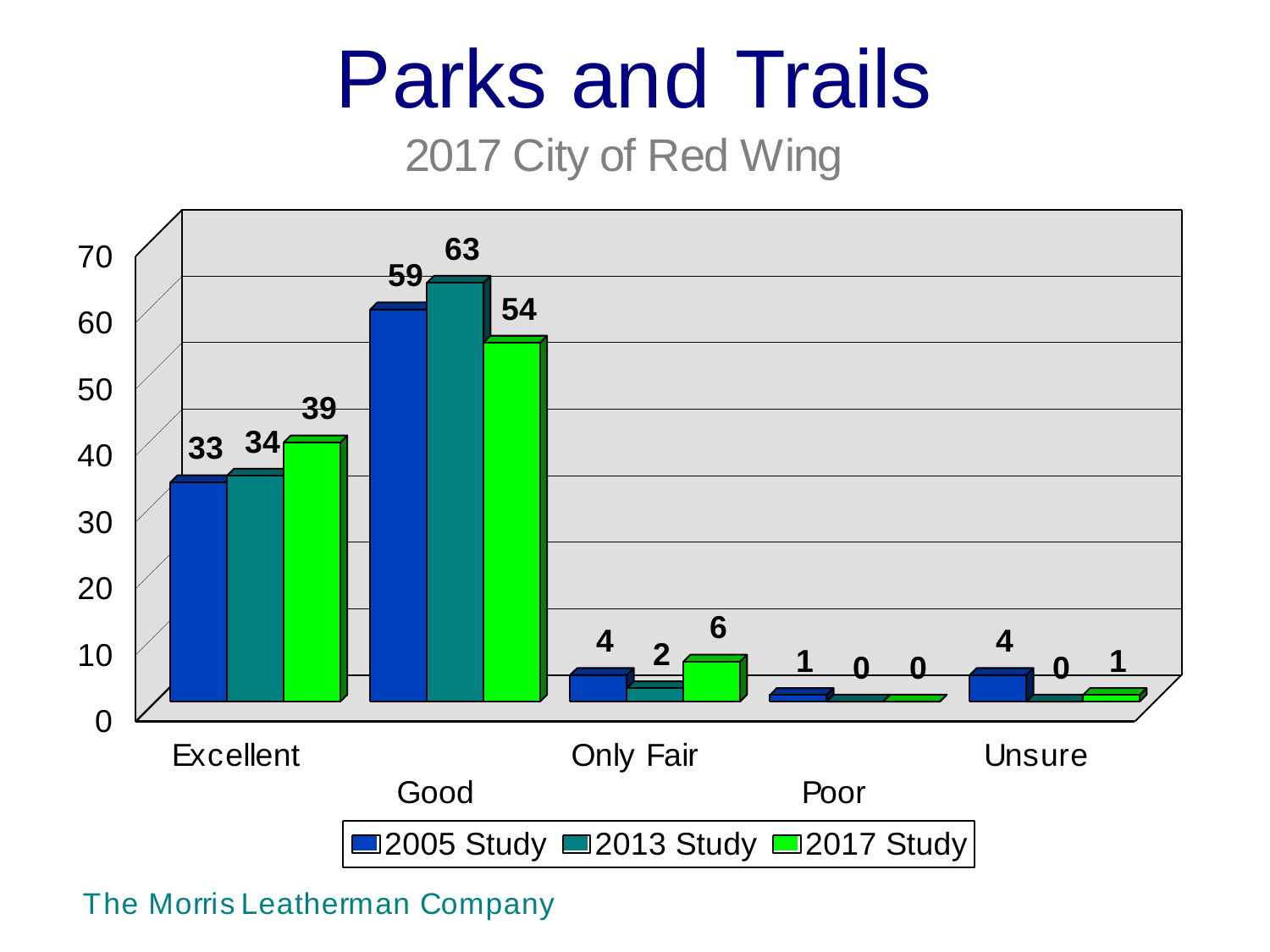# Parks and Trails

2017 City of Red Wing

| | 2005 Study | 2013 Study | 2017 Study |
|---|---|---|---|
| Excellent | 33 | 34 | 39 |
| Good | 59 | 63 | 54 |
| Only Fair | 4 | 2 | 6 |
| Poor | 1 | 0 | 0 |
| Unsure | 4 | 0 | 1 |

The Morris Leatherman Company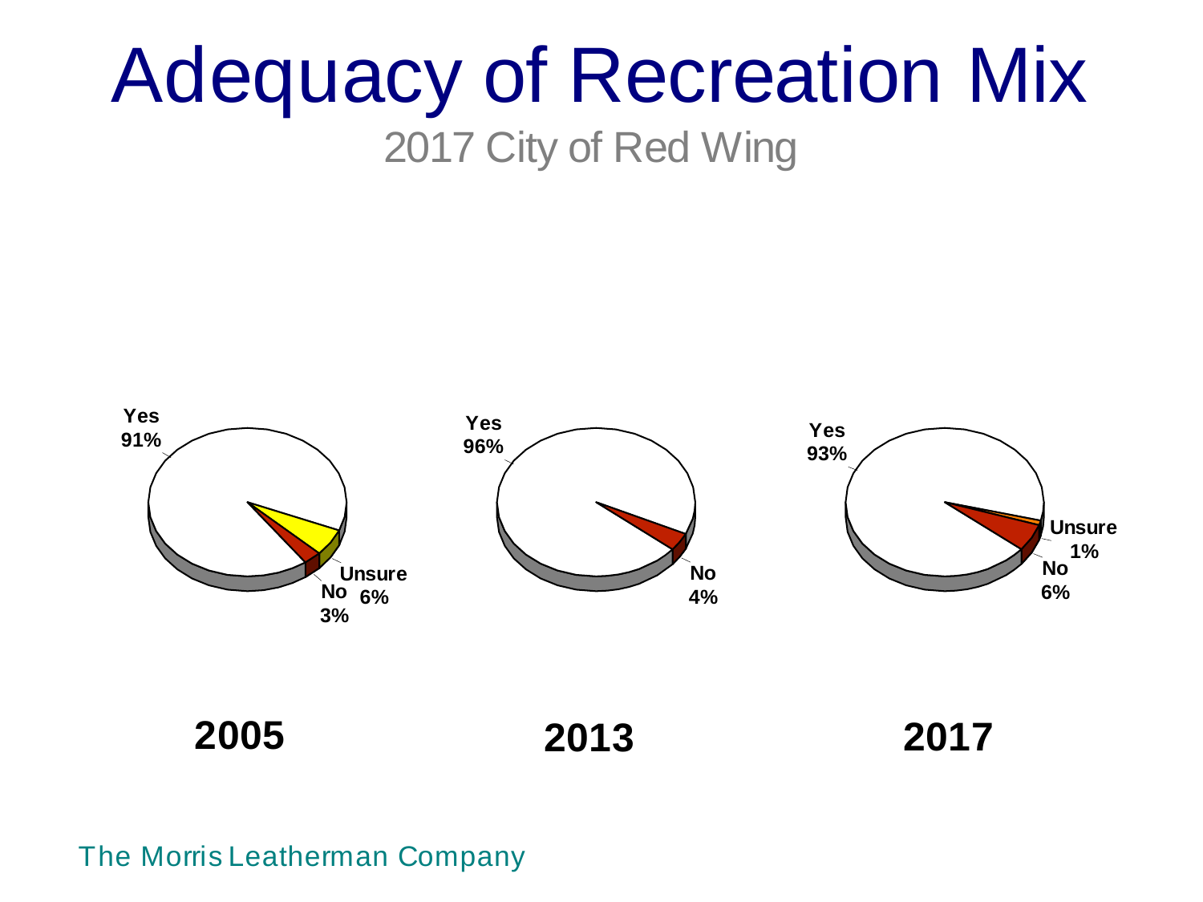# Adequacy of Recreation Mix

2017 City of Red Wing

| | 2005 | 2013 | 2017 |
|---|---|---|---|
| Yes | 91% | 96% | 93% |
| No | 3% | 4% | 6% |
| Unsure | 6% | | 1% |

The Morris Leatherman Company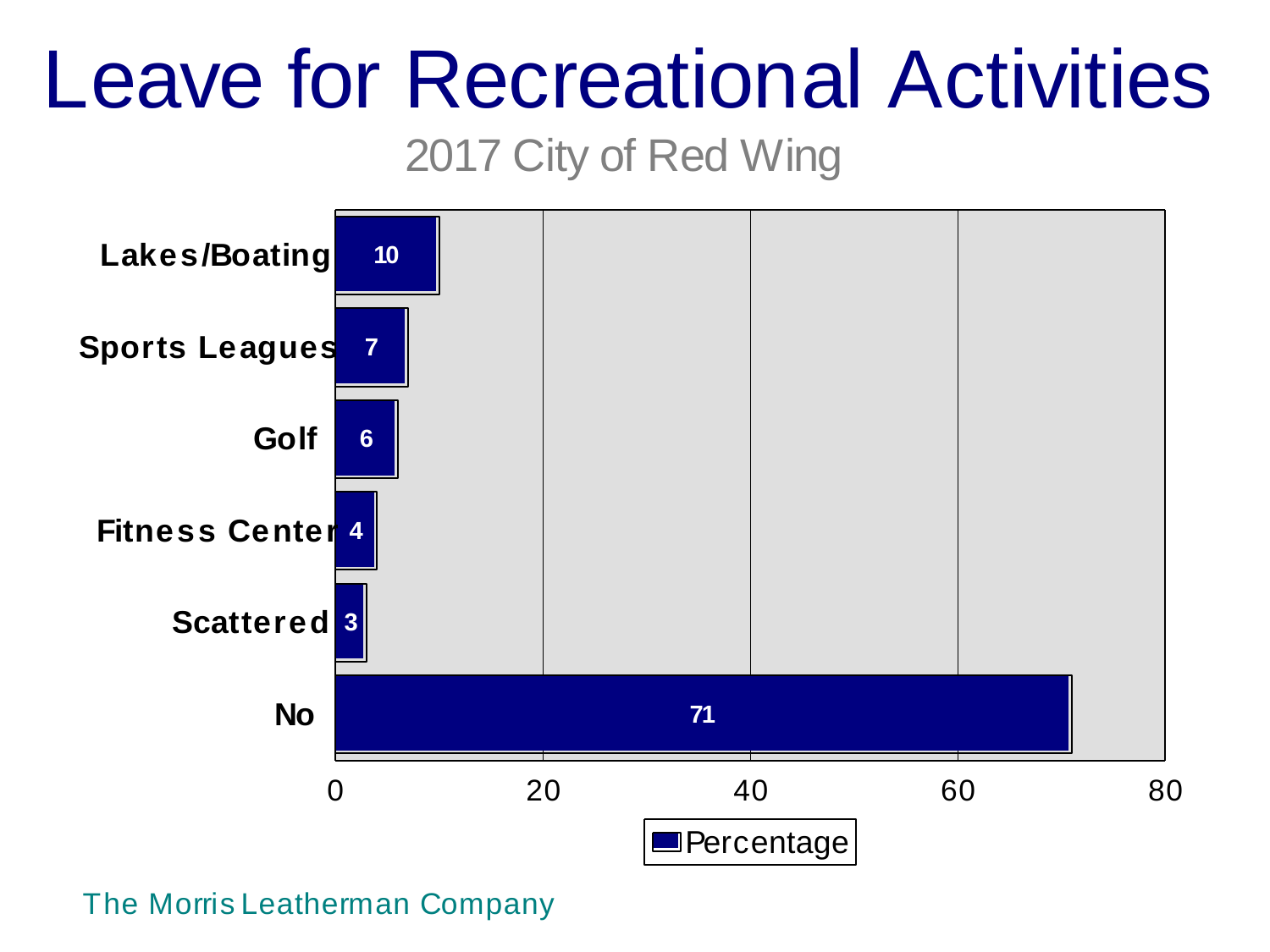# Leave for Recreational Activities

2017 City of Red Wing

| Category | Percentage |
| --- | --- |
| Lakes/Boating | 10 |
| Sports Leagues | 7 |
| Golf | 6 |
| Fitness Center | 4 |
| Scattered | 3 |
| No | 71 |

The Morris Leatherman Company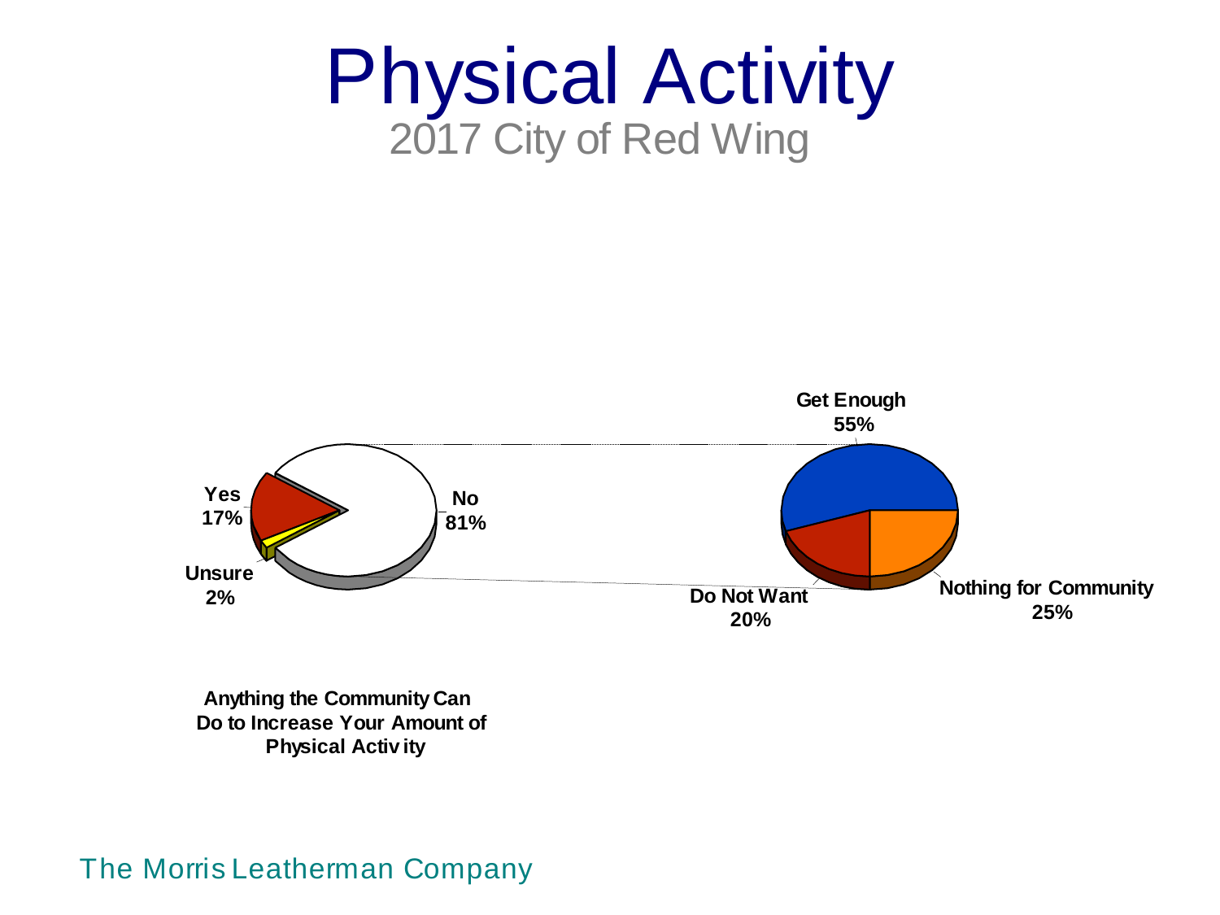# Physical Activity

2017 City of Red Wing

**Anything the Community Can Do to Increase Your Amount of Physical Activity**

| Response | Percent |
| --- | --- |
| Yes | 17% |
| No | 81% |
| Unsure | 2% |

| Reason for "No" | Percent |
| --- | --- |
| Get Enough | 55% |
| Nothing for Community | 25% |
| Do Not Want | 20% |

The Morris Leatherman Company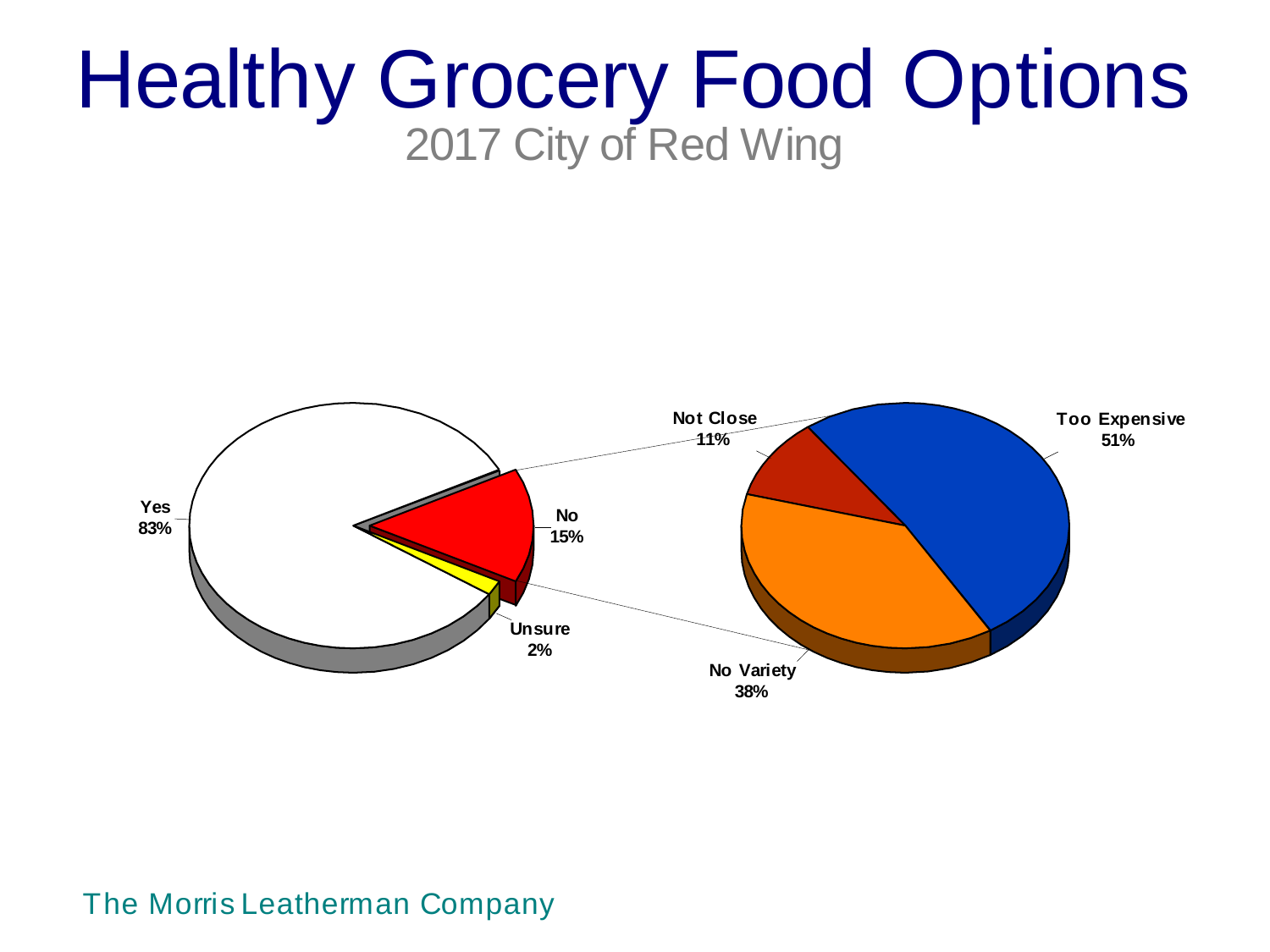# Healthy Grocery Food Options

2017 City of Red Wing

Yes 83%

No 15%

Unsure 2%

Not Close 11%

Too Expensive 51%

No Variety 38%

The Morris Leatherman Company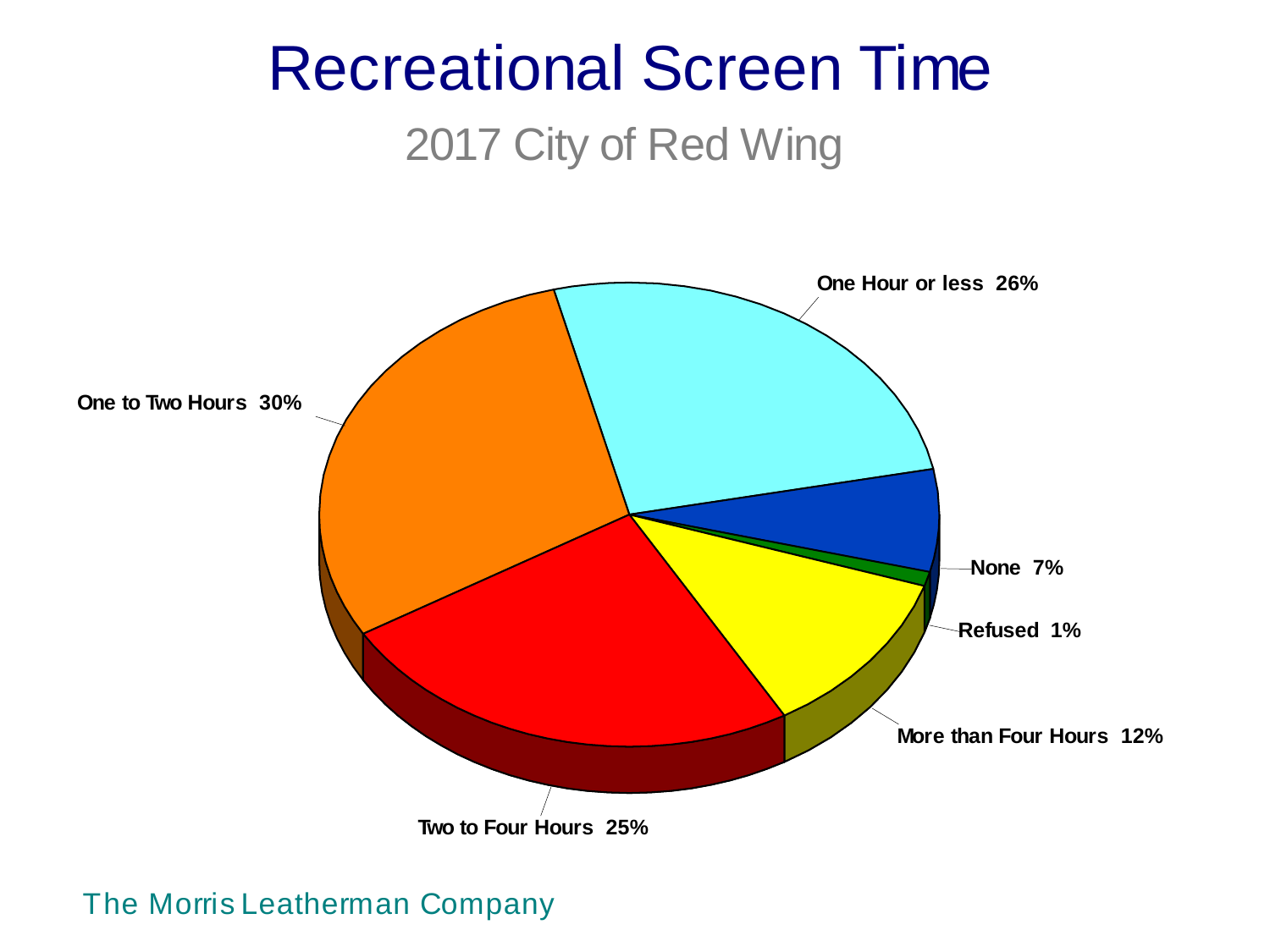# Recreational Screen Time

## 2017 City of Red Wing

One Hour or less 26%

One to Two Hours 30%

None 7%

Refused 1%

More than Four Hours 12%

Two to Four Hours 25%

The Morris Leatherman Company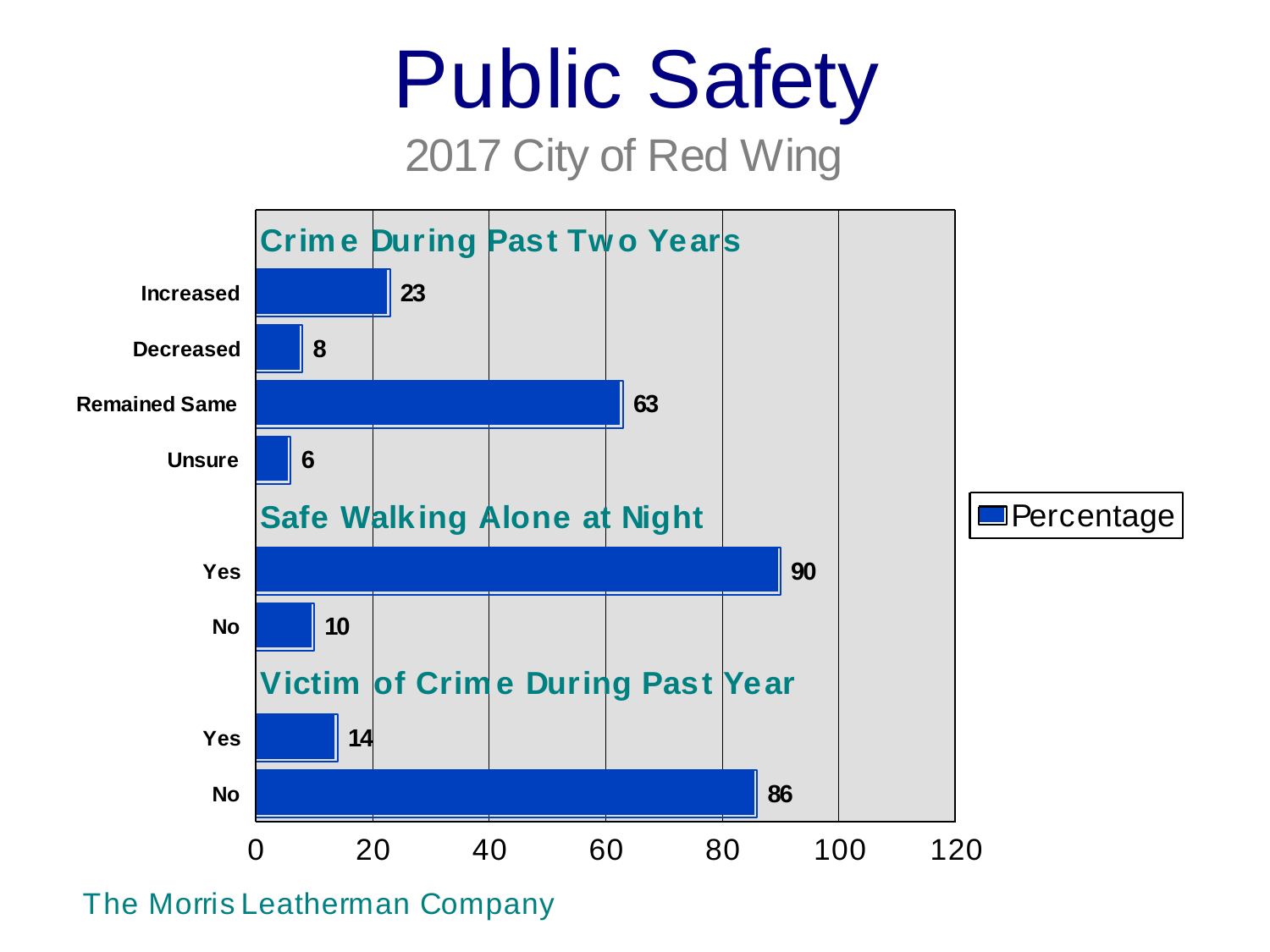# Public Safety

2017 City of Red Wing

**Crime During Past Two Years**

| Response | Percentage |
| --- | --- |
| Increased | 23 |
| Decreased | 8 |
| Remained Same | 63 |
| Unsure | 6 |

**Safe Walking Alone at Night**

| Response | Percentage |
| --- | --- |
| Yes | 90 |
| No | 10 |

**Victim of Crime During Past Year**

| Response | Percentage |
| --- | --- |
| Yes | 14 |
| No | 86 |

The Morris Leatherman Company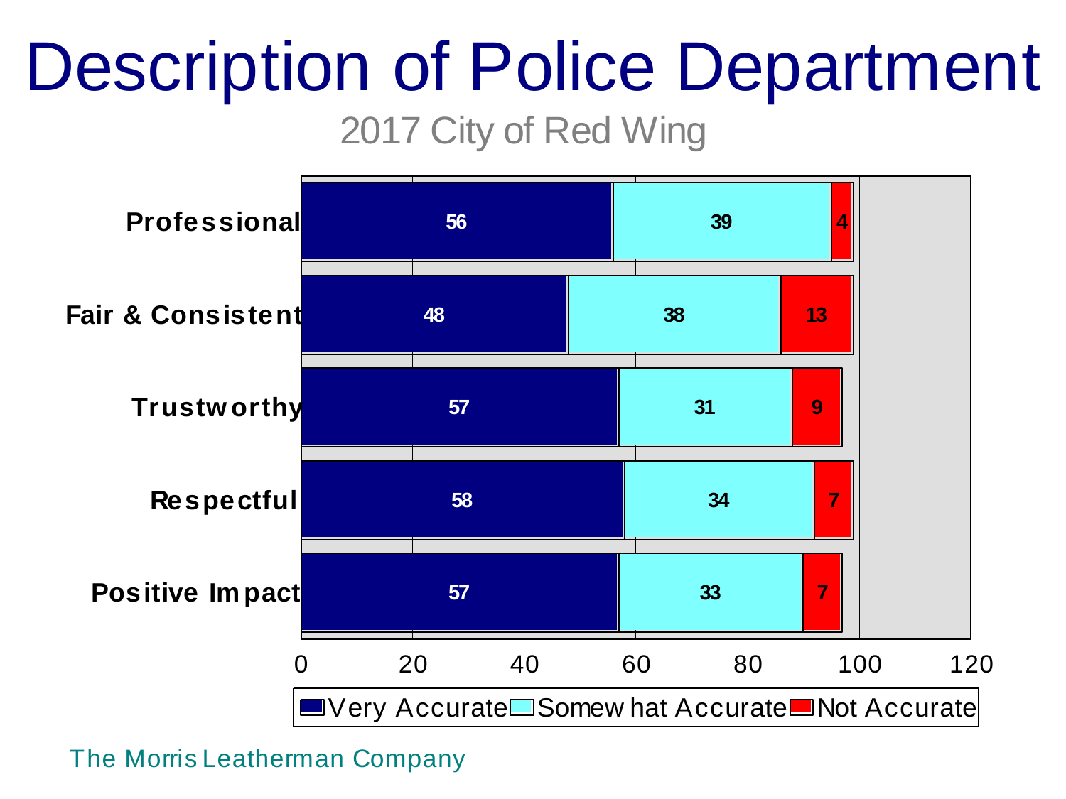# Description of Police Department

2017 City of Red Wing

| | Very Accurate | Somewhat Accurate | Not Accurate |
|---|---|---|---|
| Professional | 56 | 39 | 4 |
| Fair & Consistent | 48 | 38 | 13 |
| Trustworthy | 57 | 31 | 9 |
| Respectful | 58 | 34 | 7 |
| Positive Impact | 57 | 33 | 7 |

The Morris Leatherman Company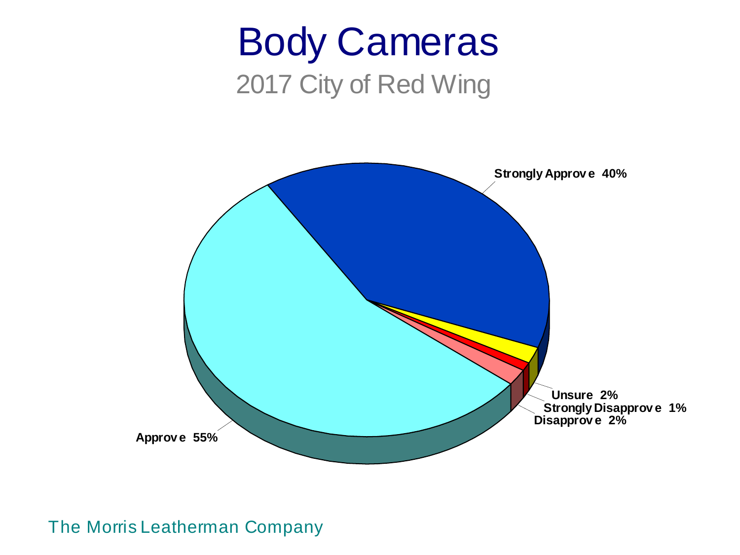# Body Cameras

## 2017 City of Red Wing

Strongly Approve 40%

Unsure 2%

Strongly Disapprove 1%

Disapprove 2%

Approve 55%

The Morris Leatherman Company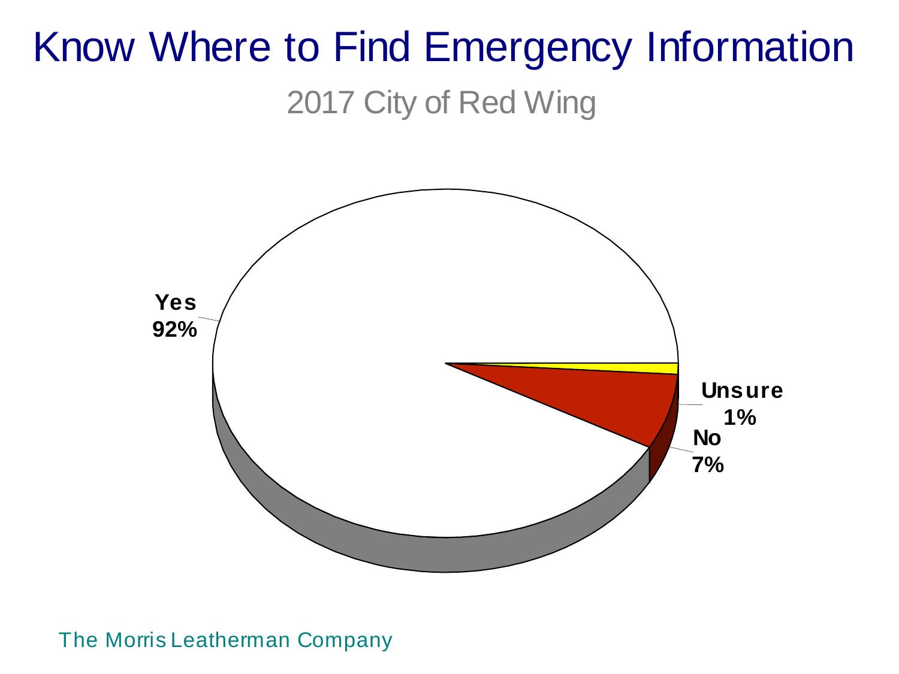# Know Where to Find Emergency Information

2017 City of Red Wing

Yes 92%

Unsure 1%

No 7%

The Morris Leatherman Company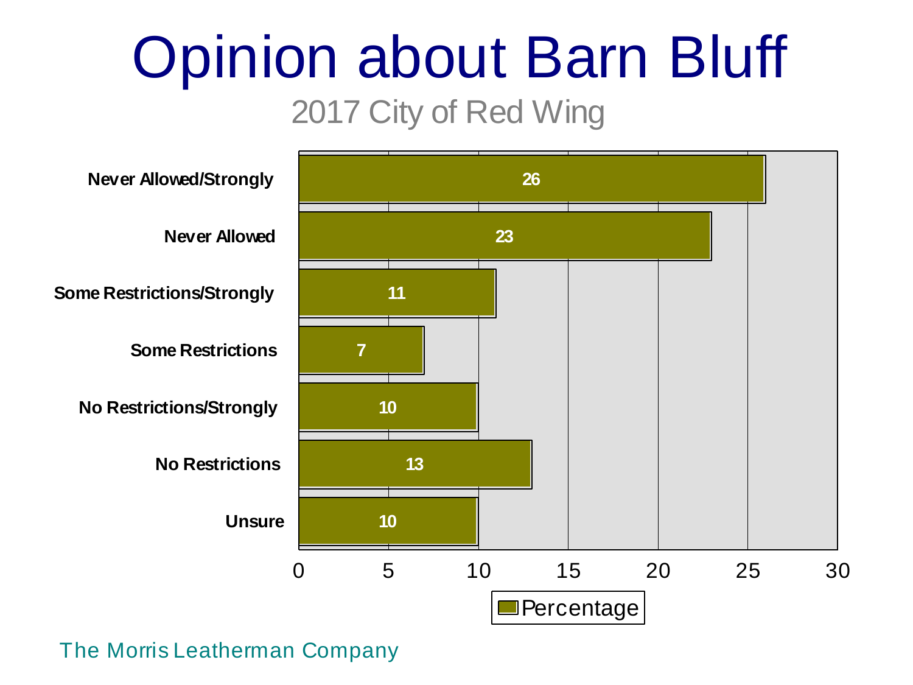# Opinion about Barn Bluff

2017 City of Red Wing

| Response | Percentage |
| --- | --- |
| Never Allowed/Strongly | 26 |
| Never Allowed | 23 |
| Some Restrictions/Strongly | 11 |
| Some Restrictions | 7 |
| No Restrictions/Strongly | 10 |
| No Restrictions | 13 |
| Unsure | 10 |

The Morris Leatherman Company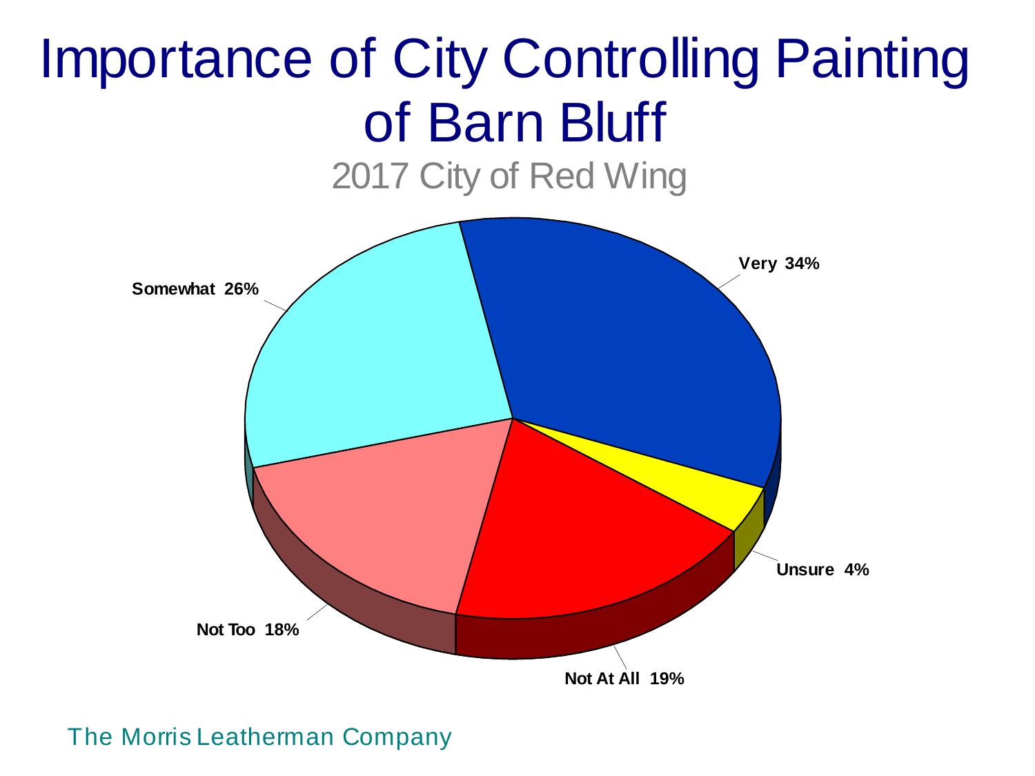# Importance of City Controlling Painting of Barn Bluff

2017 City of Red Wing

| Response | Percent |
| --- | --- |
| Very | 34% |
| Somewhat | 26% |
| Not Too | 18% |
| Not At All | 19% |
| Unsure | 4% |

The Morris Leatherman Company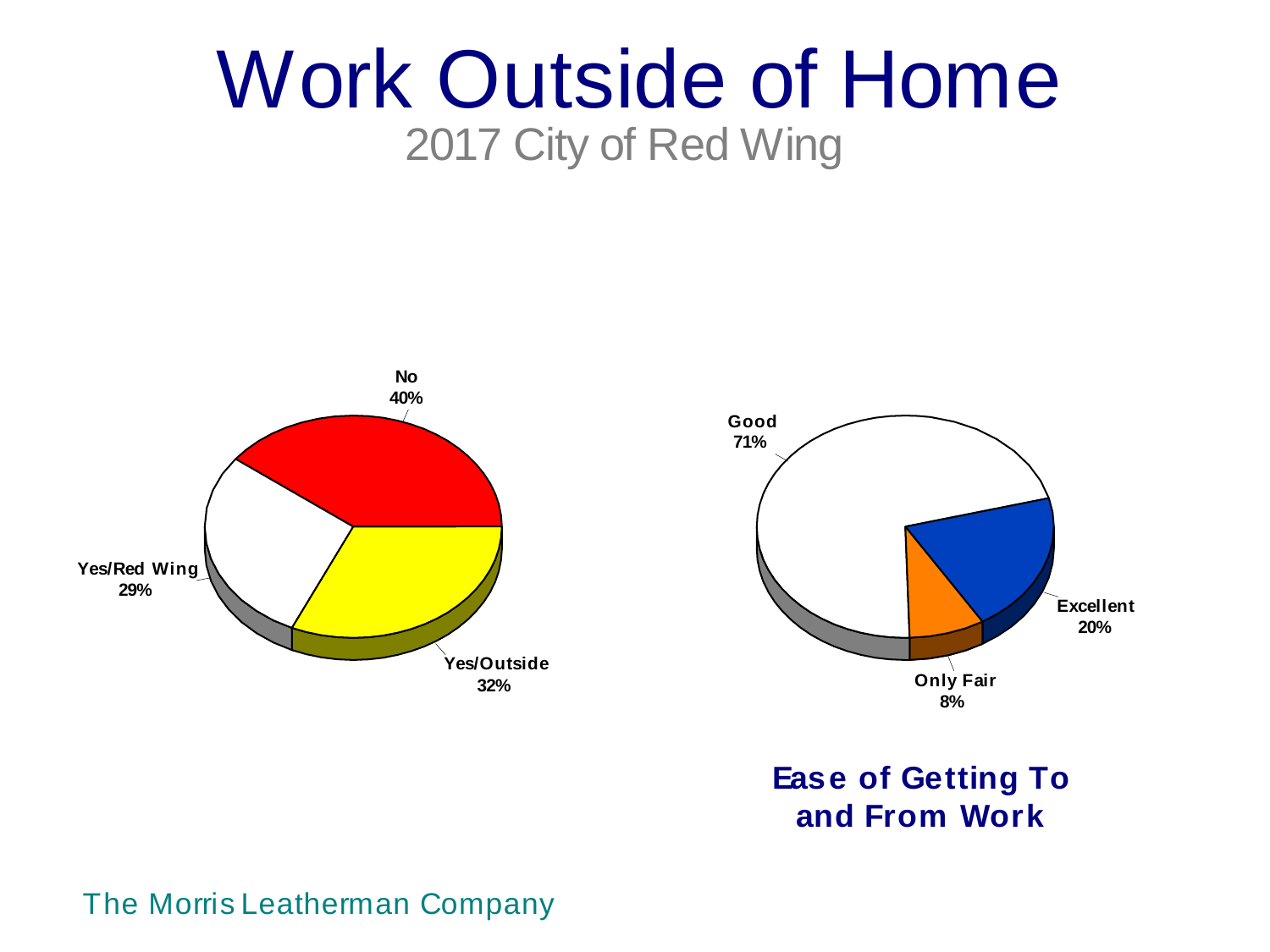# Work Outside of Home

2017 City of Red Wing

No
40%

Yes/Red Wing
29%

Yes/Outside
32%

Good
71%

Excellent
20%

Only Fair
8%

**Ease of Getting To and From Work**

The Morris Leatherman Company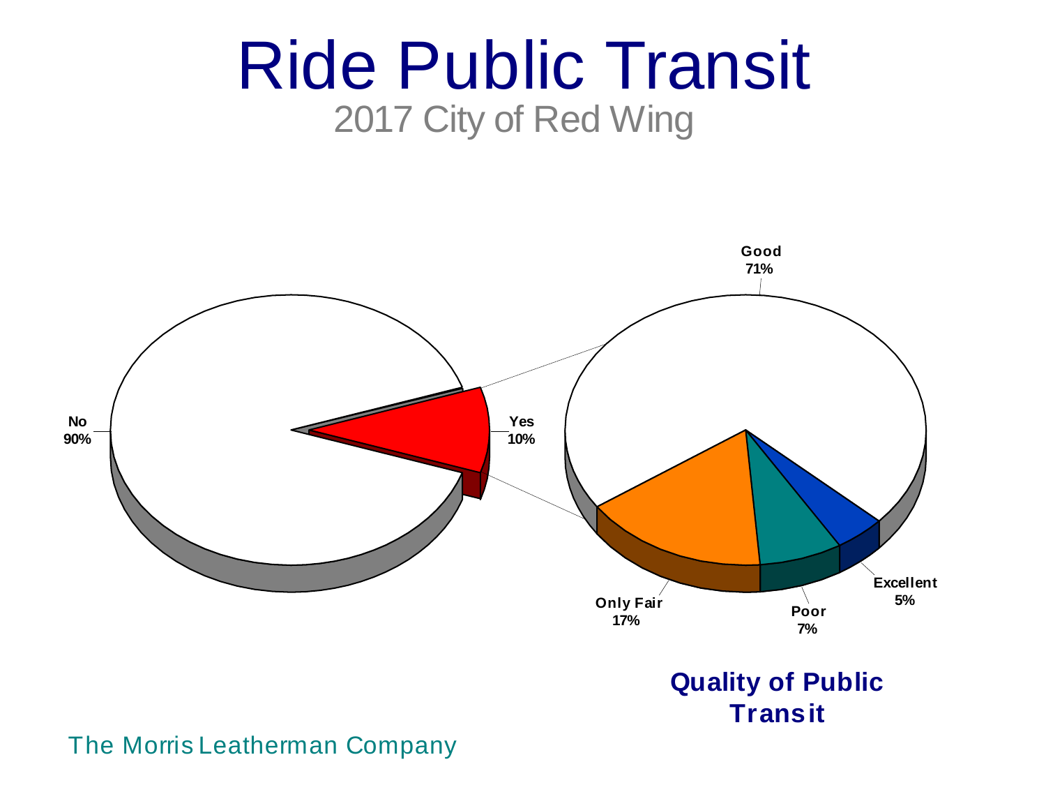# Ride Public Transit

2017 City of Red Wing

No
90%

Yes
10%

Good
71%

Only Fair
17%

Poor
7%

Excellent
5%

**Quality of Public Transit**

The Morris Leatherman Company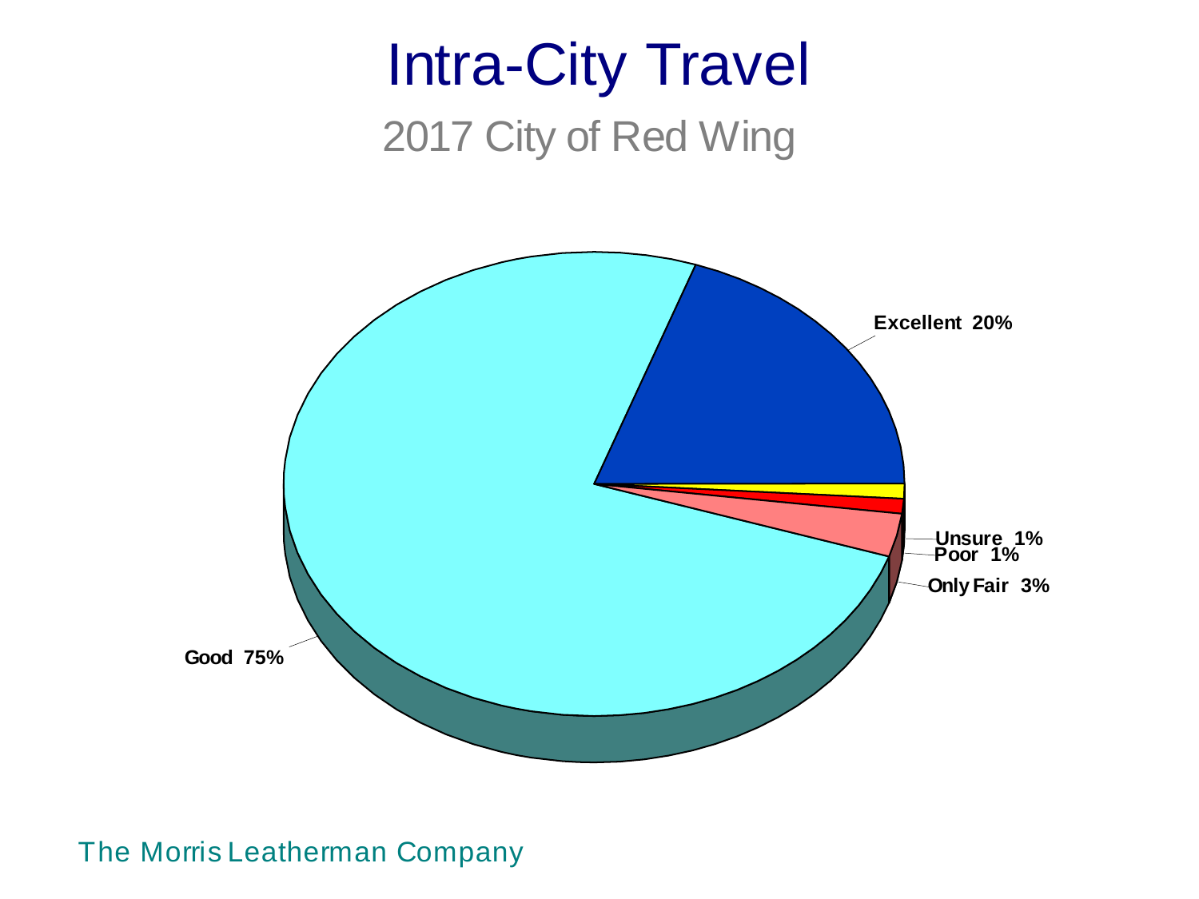# Intra-City Travel

## 2017 City of Red Wing

Excellent 20%

Unsure 1%

Poor 1%

Only Fair 3%

Good 75%

The Morris Leatherman Company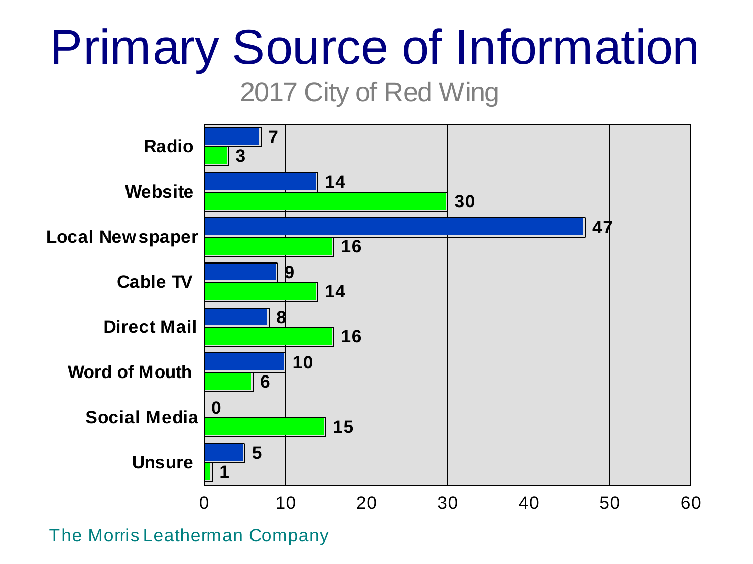# Primary Source of Information

2017 City of Red Wing

| Source | Blue | Green |
|---|---|---|
| Radio | 7 | 3 |
| Website | 14 | 30 |
| Local Newspaper | 47 | 16 |
| Cable TV | 9 | 14 |
| Direct Mail | 8 | 16 |
| Word of Mouth | 10 | 6 |
| Social Media | 0 | 15 |
| Unsure | 5 | 1 |

The Morris Leatherman Company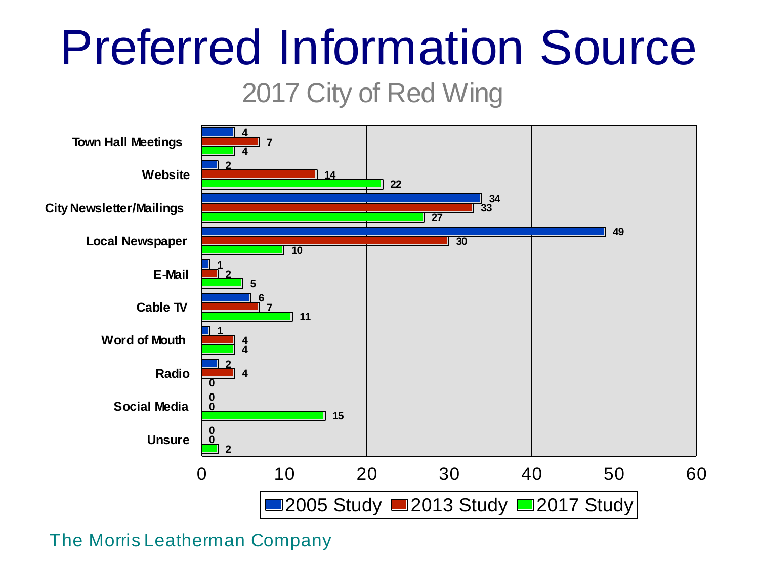# Preferred Information Source

## 2017 City of Red Wing

| | 2005 Study | 2013 Study | 2017 Study |
|---|---|---|---|
| Town Hall Meetings | 4 | 7 | 4 |
| Website | 2 | 14 | 22 |
| City Newsletter/Mailings | 34 | 33 | 27 |
| Local Newspaper | 49 | 30 | 10 |
| E-Mail | 1 | 2 | 5 |
| Cable TV | 6 | 7 | 11 |
| Word of Mouth | 1 | 4 | 4 |
| Radio | 2 | 4 | 0 |
| Social Media | 0 | 0 | 15 |
| Unsure | 0 | 0 | 2 |

The Morris Leatherman Company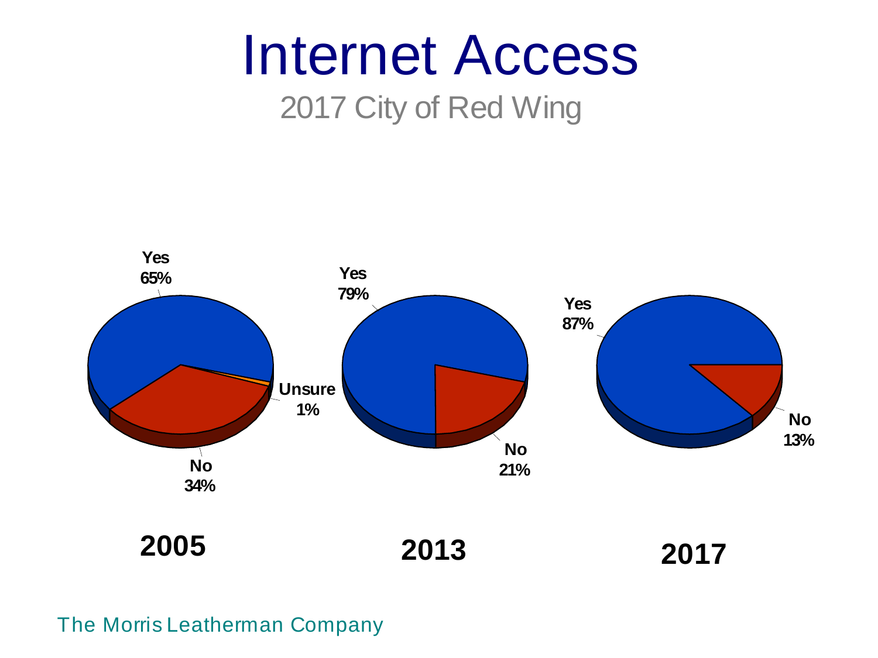# Internet Access

2017 City of Red Wing

**Yes**
**65%**

**Unsure**
**1%**

**No**
**34%**

**2005**

**Yes**
**79%**

**No**
**21%**

**2013**

**Yes**
**87%**

**No**
**13%**

**2017**

The Morris Leatherman Company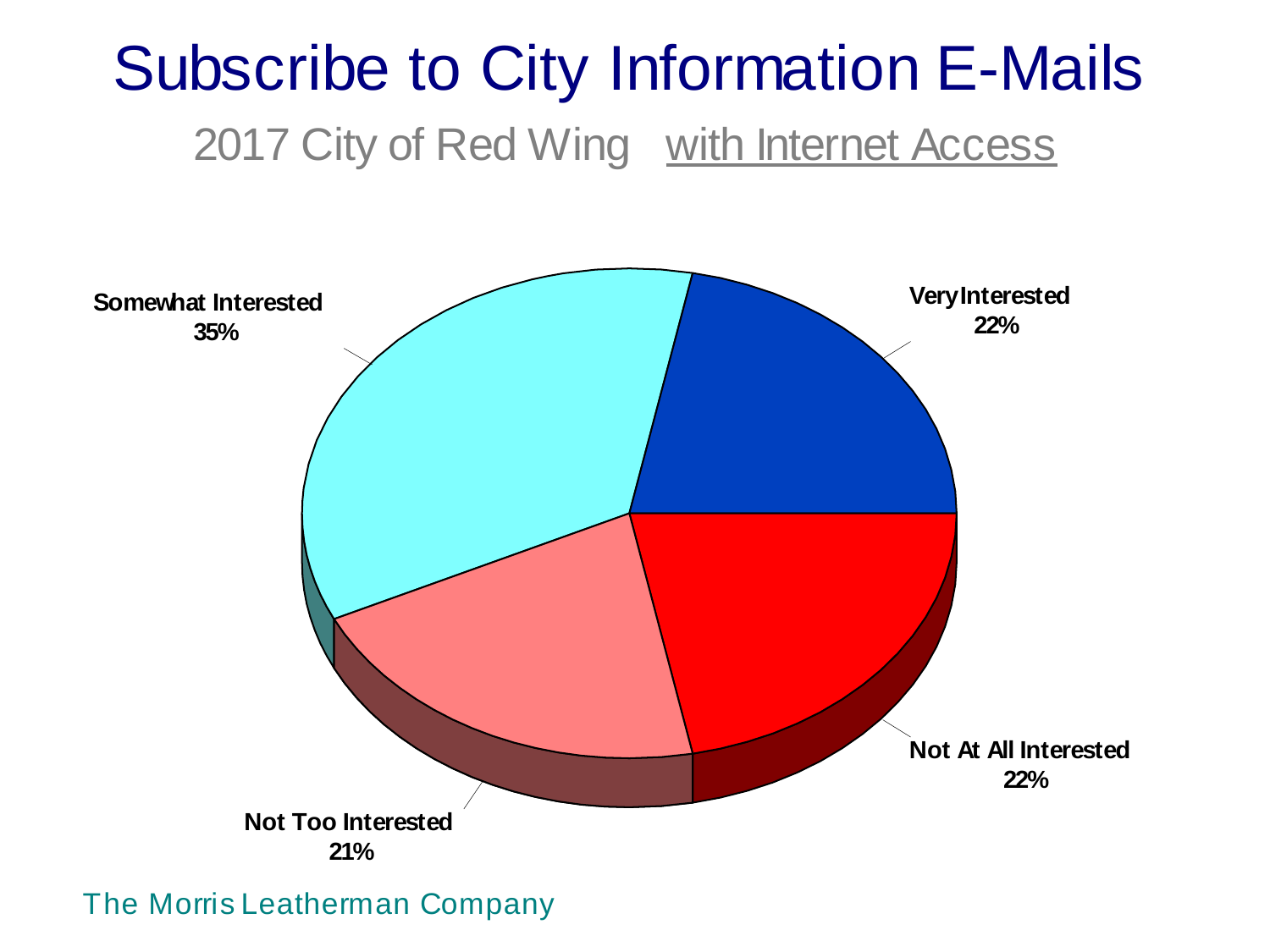# Subscribe to City Information E-Mails

2017 City of Red Wing with Internet Access

Somewhat Interested
35%

Very Interested
22%

Not At All Interested
22%

Not Too Interested
21%

The Morris Leatherman Company